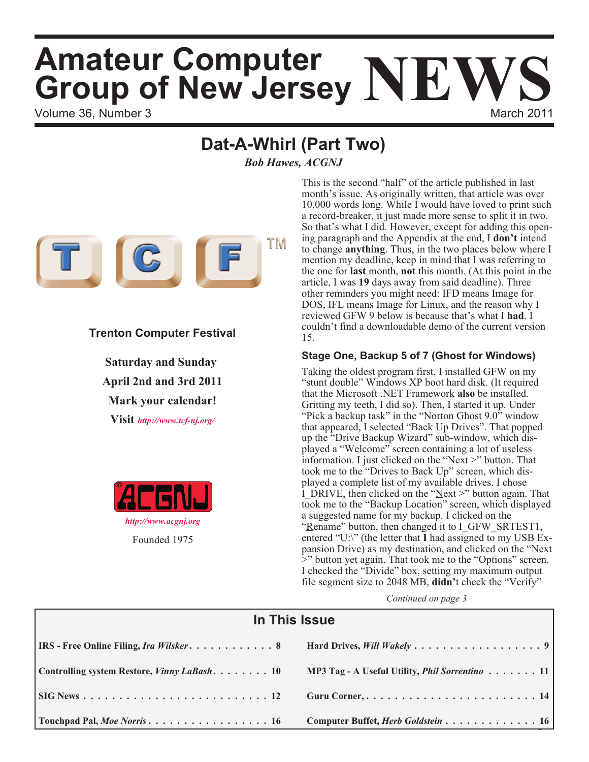# Amateur Computer Group of New Jersey NEWS

Volume 36, Number 3 — March 2011

## Dat-A-Whirl (Part Two)

*Bob Hawes, ACGNJ*

**Trenton Computer Festival**

**Saturday and Sunday**

**April 2nd and 3rd 2011**

**Mark your calendar!**

**Visit** ***http://www.tcf-nj.org/***

*http://www.acgnj.org*

Founded 1975

This is the second "half" of the article published in last month's issue. As originally written, that article was over 10,000 words long. While I would have loved to print such a record-breaker, it just made more sense to split it in two. So that's what I did. However, except for adding this opening paragraph and the Appendix at the end, I **don't** intend to change **anything**. Thus, in the two places below where I mention my deadline, keep in mind that I was referring to the one for **last** month, **not** this month. (At this point in the article, I was **19** days away from said deadline). Three other reminders you might need: IFD means Image for DOS, IFL means Image for Linux, and the reason why I reviewed GFW 9 below is because that's what I **had**. I couldn't find a downloadable demo of the current version 15.

### Stage One, Backup 5 of 7 (Ghost for Windows)

Taking the oldest program first, I installed GFW on my "stunt double" Windows XP boot hard disk. (It required that the Microsoft .NET Framework **also** be installed. Gritting my teeth, I did so). Then, I started it up. Under "Pick a backup task" in the "Norton Ghost 9.0" window that appeared, I selected "Back Up Drives". That popped up the "Drive Backup Wizard" sub-window, which displayed a "Welcome" screen containing a lot of useless information. I just clicked on the "Next >" button. That took me to the "Drives to Back Up" screen, which displayed a complete list of my available drives. I chose I_DRIVE, then clicked on the "Next >" button again. That took me to the "Backup Location" screen, which displayed a suggested name for my backup. I clicked on the "Rename" button, then changed it to I_GFW_SRTEST1, entered "U:\" (the letter that **I** had assigned to my USB Expansion Drive) as my destination, and clicked on the "Next >" button yet again. That took me to the "Options" screen. I checked the "Divide" box, setting my maximum output file segment size to 2048 MB, **didn'**t check the "Verify"

*Continued on page 3*

## In This Issue

| | |
|---|---|
| **IRS - Free Online Filing, *Ira Wilsker*** . . . . . . . . . . . . 8 | **Hard Drives, *Will Wakely*** . . . . . . . . . . . . . . . . . . 9 |
| **Controlling system Restore, *Vinny LaBash*** . . . . . . . . 10 | **MP3 Tag - A Useful Utility, *Phil Sorrentino*** . . . . . . . 11 |
| **SIG News** . . . . . . . . . . . . . . . . . . . . . . . . . . 12 | **Guru Corner,** . . . . . . . . . . . . . . . . . . . . . . . . 14 |
| **Touchpad Pal, *Moe Norris*** . . . . . . . . . . . . . . . . . 16 | **Computer Buffet, *Herb Goldstein*** . . . . . . . . . . . . . 16 |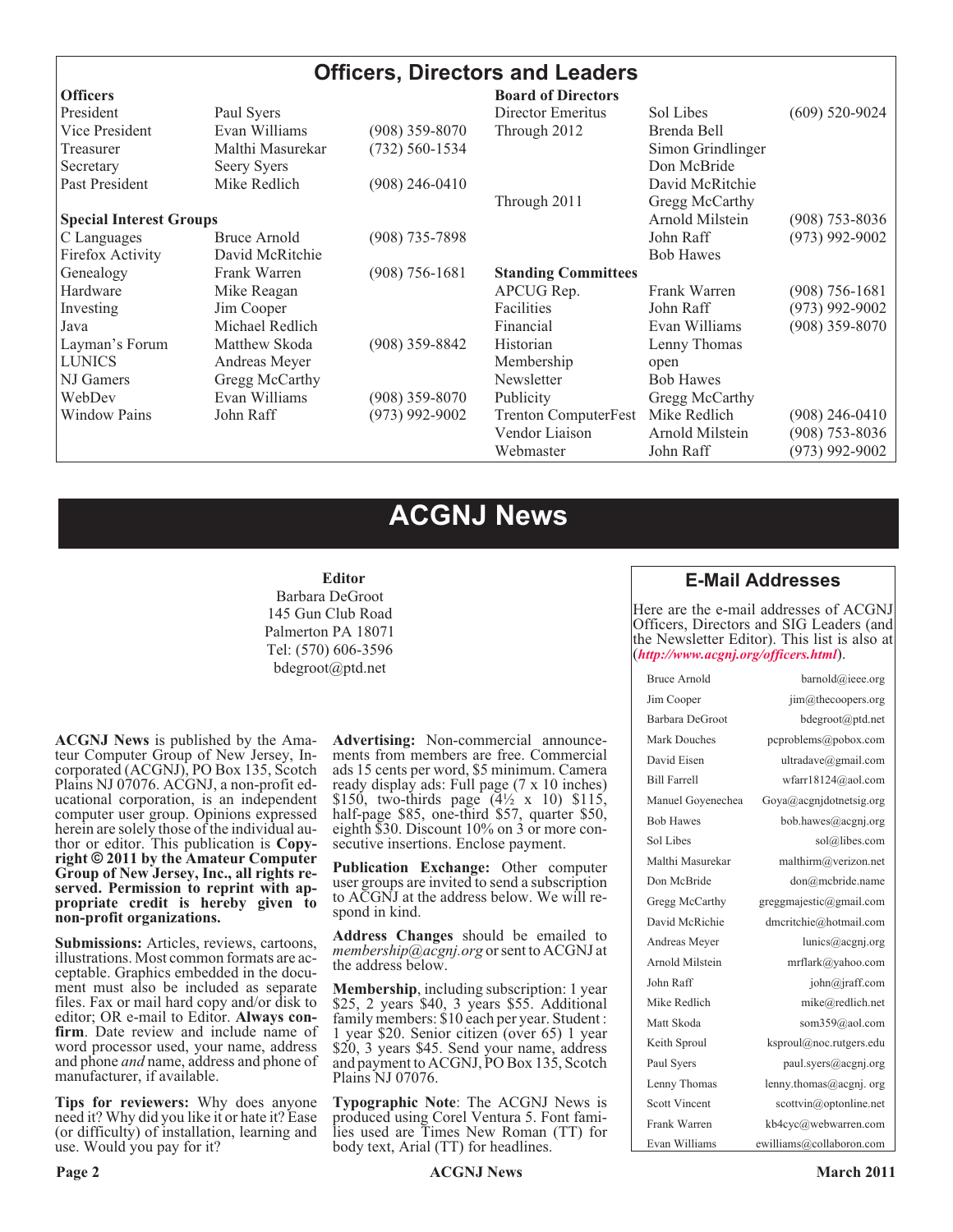# Officers, Directors and Leaders

| Officers | | |
|---|---|---|
| President | Paul Syers | |
| Vice President | Evan Williams | (908) 359-8070 |
| Treasurer | Malthi Masurekar | (732) 560-1534 |
| Secretary | Seery Syers | |
| Past President | Mike Redlich | (908) 246-0410 |

| Special Interest Groups | | |
|---|---|---|
| C Languages | Bruce Arnold | (908) 735-7898 |
| Firefox Activity | David McRitchie | |
| Genealogy | Frank Warren | (908) 756-1681 |
| Hardware | Mike Reagan | |
| Investing | Jim Cooper | |
| Java | Michael Redlich | |
| Layman's Forum | Matthew Skoda | (908) 359-8842 |
| LUNICS | Andreas Meyer | |
| NJ Gamers | Gregg McCarthy | |
| WebDev | Evan Williams | (908) 359-8070 |
| Window Pains | John Raff | (973) 992-9002 |

| Board of Directors | | |
|---|---|---|
| Director Emeritus | Sol Libes | (609) 520-9024 |
| Through 2012 | Brenda Bell | |
| | Simon Grindlinger | |
| | Don McBride | |
| | David McRitchie | |
| Through 2011 | Gregg McCarthy | |
| | Arnold Milstein | (908) 753-8036 |
| | John Raff | (973) 992-9002 |
| | Bob Hawes | |

| Standing Committees | | |
|---|---|---|
| APCUG Rep. | Frank Warren | (908) 756-1681 |
| Facilities | John Raff | (973) 992-9002 |
| Financial | Evan Williams | (908) 359-8070 |
| Historian | Lenny Thomas | |
| Membership | open | |
| Newsletter | Bob Hawes | |
| Publicity | Gregg McCarthy | |
| Trenton ComputerFest | Mike Redlich | (908) 246-0410 |
| Vendor Liaison | Arnold Milstein | (908) 753-8036 |
| Webmaster | John Raff | (973) 992-9002 |

# ACGNJ News

**Editor**
Barbara DeGroot
145 Gun Club Road
Palmerton PA 18071
Tel: (570) 606-3596
bdegroot@ptd.net

**ACGNJ News** is published by the Amateur Computer Group of New Jersey, Incorporated (ACGNJ), PO Box 135, Scotch Plains NJ 07076. ACGNJ, a non-profit educational corporation, is an independent computer user group. Opinions expressed herein are solely those of the individual author or editor. This publication is **Copyright © 2011 by the Amateur Computer Group of New Jersey, Inc., all rights reserved. Permission to reprint with appropriate credit is hereby given to non-profit organizations.**

**Submissions:** Articles, reviews, cartoons, illustrations. Most common formats are acceptable. Graphics embedded in the document must also be included as separate files. Fax or mail hard copy and/or disk to editor; OR e-mail to Editor. **Always confirm**. Date review and include name of word processor used, your name, address and phone *and* name, address and phone of manufacturer, if available.

**Tips for reviewers:** Why does anyone need it? Why did you like it or hate it? Ease (or difficulty) of installation, learning and use. Would you pay for it?

**Advertising:** Non-commercial announcements from members are free. Commercial ads 15 cents per word, $5 minimum. Camera ready display ads: Full page (7 x 10 inches) $150, two-thirds page (4½ x 10) $115, half-page $85, one-third $57, quarter $50, eighth $30. Discount 10% on 3 or more consecutive insertions. Enclose payment.

**Publication Exchange:** Other computer user groups are invited to send a subscription to ACGNJ at the address below. We will respond in kind.

**Address Changes** should be emailed to *membership@acgnj.org* or sent to ACGNJ at the address below.

**Membership**, including subscription: 1 year $25, 2 years $40, 3 years $55. Additional family members: $10 each per year. Student : 1 year $20. Senior citizen (over 65) 1 year $20, 3 years $45. Send your name, address and payment to ACGNJ, PO Box 135, Scotch Plains NJ 07076.

**Typographic Note**: The ACGNJ News is produced using Corel Ventura 5. Font families used are Times New Roman (TT) for body text, Arial (TT) for headlines.

## E-Mail Addresses

Here are the e-mail addresses of ACGNJ Officers, Directors and SIG Leaders (and the Newsletter Editor). This list is also at (***http://www.acgnj.org/officers.html***).

| Name | E-mail |
|---|---|
| Bruce Arnold | barnold@ieee.org |
| Jim Cooper | jim@thecoopers.org |
| Barbara DeGroot | bdegroot@ptd.net |
| Mark Douches | pcproblems@pobox.com |
| David Eisen | ultradave@gmail.com |
| Bill Farrell | wfarr18124@aol.com |
| Manuel Goyenechea | Goya@acgnjdotnetsig.org |
| Bob Hawes | bob.hawes@acgnj.org |
| Sol Libes | sol@libes.com |
| Malthi Masurekar | malthirm@verizon.net |
| Don McBride | don@mcbride.name |
| Gregg McCarthy | greggmajestic@gmail.com |
| David McRichie | dmcritchie@hotmail.com |
| Andreas Meyer | lunics@acgnj.org |
| Arnold Milstein | mrflark@yahoo.com |
| John Raff | john@jraff.com |
| Mike Redlich | mike@redlich.net |
| Matt Skoda | som359@aol.com |
| Keith Sproul | ksproul@noc.rutgers.edu |
| Paul Syers | paul.syers@acgnj.org |
| Lenny Thomas | lenny.thomas@acgnj. org |
| Scott Vincent | scottvin@optonline.net |
| Frank Warren | kb4cyc@webwarren.com |
| Evan Williams | ewilliams@collaboron.com |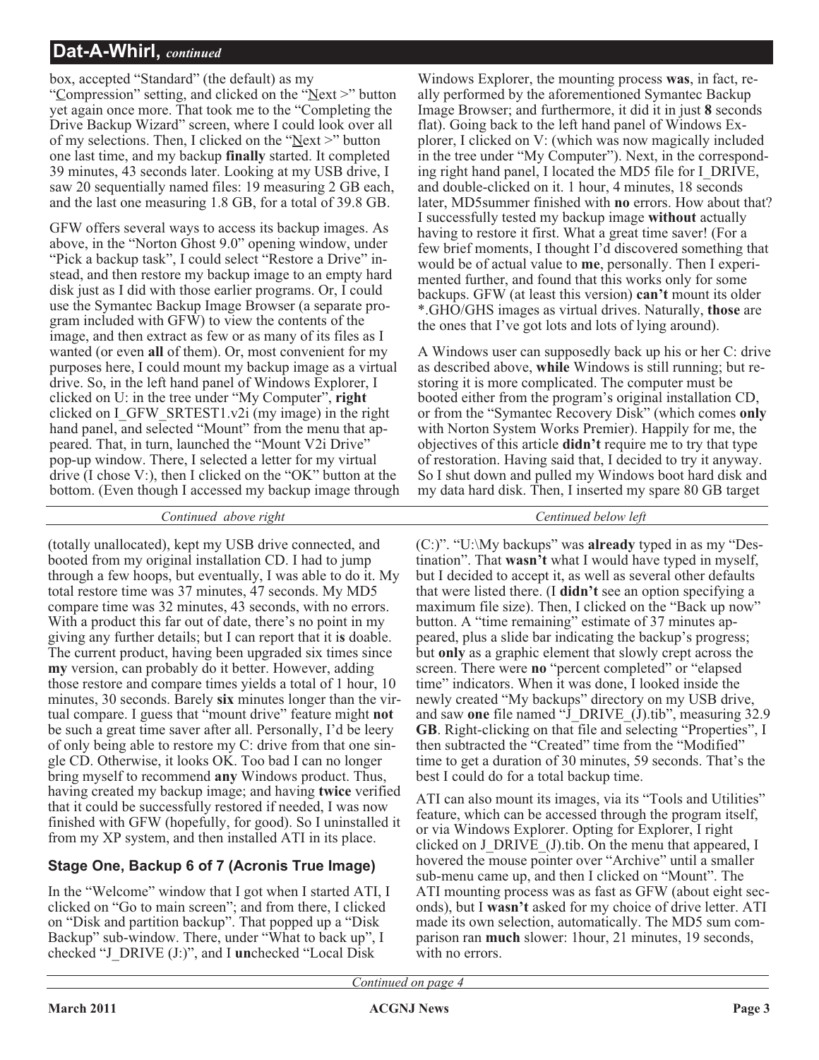## Dat-A-Whirl, *continued*

box, accepted "Standard" (the default) as my "Compression" setting, and clicked on the "Next >" button yet again once more. That took me to the "Completing the Drive Backup Wizard" screen, where I could look over all of my selections. Then, I clicked on the "Next >" button one last time, and my backup **finally** started. It completed 39 minutes, 43 seconds later. Looking at my USB drive, I saw 20 sequentially named files: 19 measuring 2 GB each, and the last one measuring 1.8 GB, for a total of 39.8 GB.

GFW offers several ways to access its backup images. As above, in the "Norton Ghost 9.0" opening window, under "Pick a backup task", I could select "Restore a Drive" instead, and then restore my backup image to an empty hard disk just as I did with those earlier programs. Or, I could use the Symantec Backup Image Browser (a separate program included with GFW) to view the contents of the image, and then extract as few or as many of its files as I wanted (or even **all** of them). Or, most convenient for my purposes here, I could mount my backup image as a virtual drive. So, in the left hand panel of Windows Explorer, I clicked on U: in the tree under "My Computer", **right** clicked on I_GFW_SRTEST1.v2i (my image) in the right hand panel, and selected "Mount" from the menu that appeared. That, in turn, launched the "Mount V2i Drive" pop-up window. There, I selected a letter for my virtual drive (I chose V:), then I clicked on the "OK" button at the bottom. (Even though I accessed my backup image through Windows Explorer, the mounting process **was**, in fact, really performed by the aforementioned Symantec Backup Image Browser; and furthermore, it did it in just **8** seconds flat). Going back to the left hand panel of Windows Explorer, I clicked on V: (which was now magically included in the tree under "My Computer"). Next, in the corresponding right hand panel, I located the MD5 file for I_DRIVE, and double-clicked on it. 1 hour, 4 minutes, 18 seconds later, MD5summer finished with **no** errors. How about that? I successfully tested my backup image **without** actually having to restore it first. What a great time saver! (For a few brief moments, I thought I'd discovered something that would be of actual value to **me**, personally. Then I experimented further, and found that this works only for some backups. GFW (at least this version) **can't** mount its older *.GHO/GHS images as virtual drives. Naturally, **those** are the ones that I've got lots and lots of lying around).

A Windows user can supposedly back up his or her C: drive as described above, **while** Windows is still running; but restoring it is more complicated. The computer must be booted either from the program's original installation CD, or from the "Symantec Recovery Disk" (which comes **only** with Norton System Works Premier). Happily for me, the objectives of this article **didn't** require me to try that type of restoration. Having said that, I decided to try it anyway. So I shut down and pulled my Windows boot hard disk and my data hard disk. Then, I inserted my spare 80 GB target (totally unallocated), kept my USB drive connected, and booted from my original installation CD. I had to jump through a few hoops, but eventually, I was able to do it. My total restore time was 37 minutes, 47 seconds. My MD5 compare time was 32 minutes, 43 seconds, with no errors. With a product this far out of date, there's no point in my giving any further details; but I can report that it **is** doable. The current product, having been upgraded six times since **my** version, can probably do it better. However, adding those restore and compare times yields a total of 1 hour, 10 minutes, 30 seconds. Barely **six** minutes longer than the virtual compare. I guess that "mount drive" feature might **not** be such a great time saver after all. Personally, I'd be leery of only being able to restore my C: drive from that one single CD. Otherwise, it looks OK. Too bad I can no longer bring myself to recommend **any** Windows product. Thus, having created my backup image; and having **twice** verified that it could be successfully restored if needed, I was now finished with GFW (hopefully, for good). So I uninstalled it from my XP system, and then installed ATI in its place.

### Stage One, Backup 6 of 7 (Acronis True Image)

In the "Welcome" window that I got when I started ATI, I clicked on "Go to main screen"; and from there, I clicked on "Disk and partition backup". That popped up a "Disk Backup" sub-window. There, under "What to back up", I checked "J_DRIVE (J:)", and I **un**checked "Local Disk (C:)". "U:\My backups" was **already** typed in as my "Destination". That **wasn't** what I would have typed in myself, but I decided to accept it, as well as several other defaults that were listed there. (I **didn't** see an option specifying a maximum file size). Then, I clicked on the "Back up now" button. A "time remaining" estimate of 37 minutes appeared, plus a slide bar indicating the backup's progress; but **only** as a graphic element that slowly crept across the screen. There were **no** "percent completed" or "elapsed time" indicators. When it was done, I looked inside the newly created "My backups" directory on my USB drive, and saw **one** file named "J_DRIVE_(J).tib", measuring 32.9 **GB**. Right-clicking on that file and selecting "Properties", I then subtracted the "Created" time from the "Modified" time to get a duration of 30 minutes, 59 seconds. That's the best I could do for a total backup time.

ATI can also mount its images, via its "Tools and Utilities" feature, which can be accessed through the program itself, or via Windows Explorer. Opting for Explorer, I right clicked on J_DRIVE_(J).tib. On the menu that appeared, I hovered the mouse pointer over "Archive" until a smaller sub-menu came up, and then I clicked on "Mount". The ATI mounting process was as fast as GFW (about eight seconds), but I **wasn't** asked for my choice of drive letter. ATI made its own selection, automatically. The MD5 sum comparison ran **much** slower: 1hour, 21 minutes, 19 seconds, with no errors.

*Continued on page 4*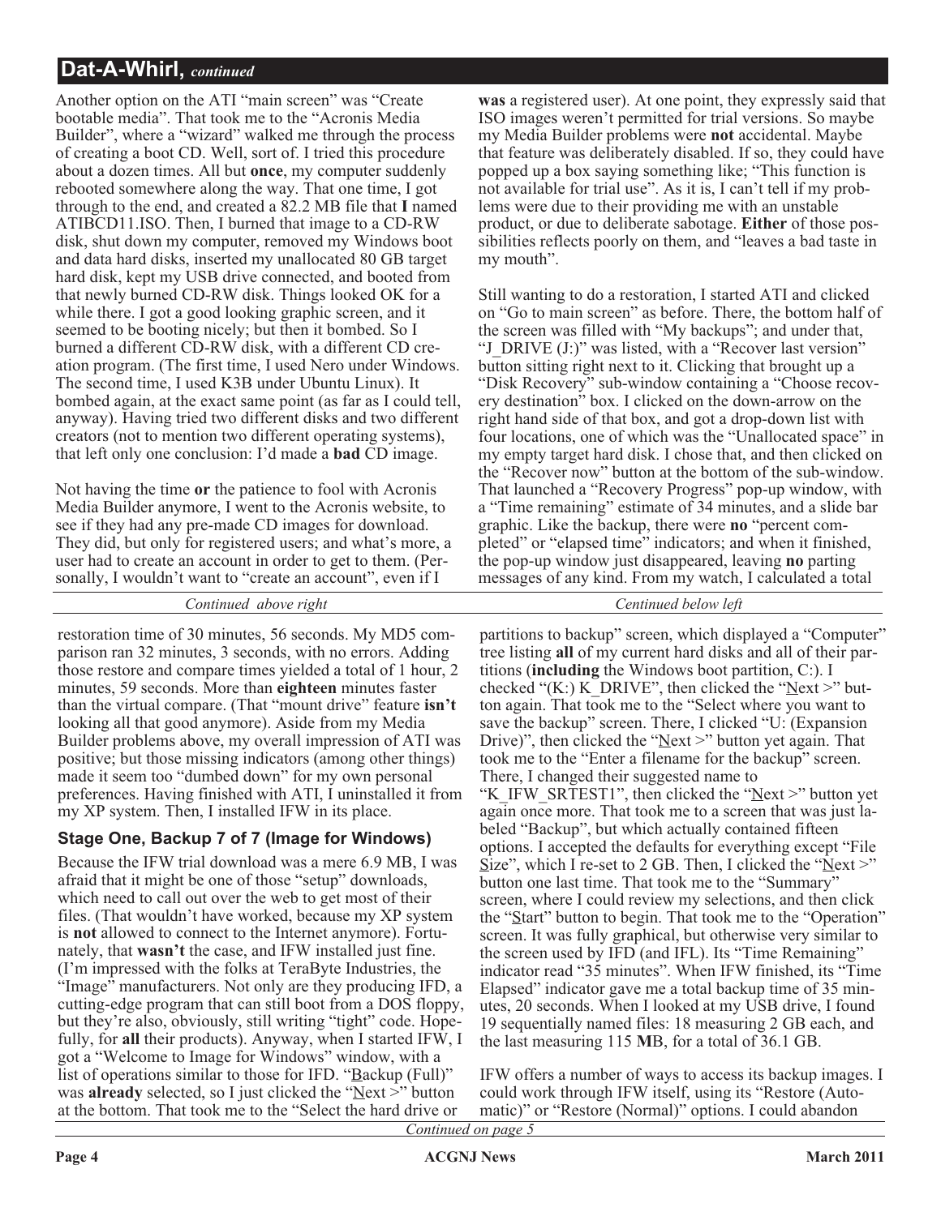## Dat-A-Whirl, *continued*

Another option on the ATI "main screen" was "Create bootable media". That took me to the "Acronis Media Builder", where a "wizard" walked me through the process of creating a boot CD. Well, sort of. I tried this procedure about a dozen times. All but **once**, my computer suddenly rebooted somewhere along the way. That one time, I got through to the end, and created a 82.2 MB file that **I** named ATIBCD11.ISO. Then, I burned that image to a CD-RW disk, shut down my computer, removed my Windows boot and data hard disks, inserted my unallocated 80 GB target hard disk, kept my USB drive connected, and booted from that newly burned CD-RW disk. Things looked OK for a while there. I got a good looking graphic screen, and it seemed to be booting nicely; but then it bombed. So I burned a different CD-RW disk, with a different CD creation program. (The first time, I used Nero under Windows. The second time, I used K3B under Ubuntu Linux). It bombed again, at the exact same point (as far as I could tell, anyway). Having tried two different disks and two different creators (not to mention two different operating systems), that left only one conclusion: I'd made a **bad** CD image.

Not having the time **or** the patience to fool with Acronis Media Builder anymore, I went to the Acronis website, to see if they had any pre-made CD images for download. They did, but only for registered users; and what's more, a user had to create an account in order to get to them. (Personally, I wouldn't want to "create an account", even if I **was** a registered user). At one point, they expressly said that ISO images weren't permitted for trial versions. So maybe my Media Builder problems were **not** accidental. Maybe that feature was deliberately disabled. If so, they could have popped up a box saying something like; "This function is not available for trial use". As it is, I can't tell if my problems were due to their providing me with an unstable product, or due to deliberate sabotage. **Either** of those possibilities reflects poorly on them, and "leaves a bad taste in my mouth".

Still wanting to do a restoration, I started ATI and clicked on "Go to main screen" as before. There, the bottom half of the screen was filled with "My backups"; and under that, "J_DRIVE (J:)" was listed, with a "Recover last version" button sitting right next to it. Clicking that brought up a "Disk Recovery" sub-window containing a "Choose recovery destination" box. I clicked on the down-arrow on the right hand side of that box, and got a drop-down list with four locations, one of which was the "Unallocated space" in my empty target hard disk. I chose that, and then clicked on the "Recover now" button at the bottom of the sub-window. That launched a "Recovery Progress" pop-up window, with a "Time remaining" estimate of 34 minutes, and a slide bar graphic. Like the backup, there were **no** "percent completed" or "elapsed time" indicators; and when it finished, the pop-up window just disappeared, leaving **no** parting messages of any kind. From my watch, I calculated a total restoration time of 30 minutes, 56 seconds. My MD5 comparison ran 32 minutes, 3 seconds, with no errors. Adding those restore and compare times yielded a total of 1 hour, 2 minutes, 59 seconds. More than **eighteen** minutes faster than the virtual compare. (That "mount drive" feature **isn't** looking all that good anymore). Aside from my Media Builder problems above, my overall impression of ATI was positive; but those missing indicators (among other things) made it seem too "dumbed down" for my own personal preferences. Having finished with ATI, I uninstalled it from my XP system. Then, I installed IFW in its place.

### Stage One, Backup 7 of 7 (Image for Windows)

Because the IFW trial download was a mere 6.9 MB, I was afraid that it might be one of those "setup" downloads, which need to call out over the web to get most of their files. (That wouldn't have worked, because my XP system is **not** allowed to connect to the Internet anymore). Fortunately, that **wasn't** the case, and IFW installed just fine. (I'm impressed with the folks at TeraByte Industries, the "Image" manufacturers. Not only are they producing IFD, a cutting-edge program that can still boot from a DOS floppy, but they're also, obviously, still writing "tight" code. Hopefully, for **all** their products). Anyway, when I started IFW, I got a "Welcome to Image for Windows" window, with a list of operations similar to those for IFD. "Backup (Full)" was **already** selected, so I just clicked the "Next >" button at the bottom. That took me to the "Select the hard drive or partitions to backup" screen, which displayed a "Computer" tree listing **all** of my current hard disks and all of their partitions (**including** the Windows boot partition, C:). I checked "(K:) K_DRIVE", then clicked the "Next >" button again. That took me to the "Select where you want to save the backup" screen. There, I clicked "U: (Expansion Drive)", then clicked the "Next >" button yet again. That took me to the "Enter a filename for the backup" screen. There, I changed their suggested name to "K_IFW_SRTEST1", then clicked the "Next >" button yet again once more. That took me to a screen that was just labeled "Backup", but which actually contained fifteen options. I accepted the defaults for everything except "File Size", which I re-set to 2 GB. Then, I clicked the "Next >" button one last time. That took me to the "Summary" screen, where I could review my selections, and then click the "Start" button to begin. That took me to the "Operation" screen. It was fully graphical, but otherwise very similar to the screen used by IFD (and IFL). Its "Time Remaining" indicator read "35 minutes". When IFW finished, its "Time Elapsed" indicator gave me a total backup time of 35 minutes, 20 seconds. When I looked at my USB drive, I found 19 sequentially named files: 18 measuring 2 GB each, and the last measuring 115 **M**B, for a total of 36.1 GB.

IFW offers a number of ways to access its backup images. I could work through IFW itself, using its "Restore (Automatic)" or "Restore (Normal)" options. I could abandon

*Continued on page 5*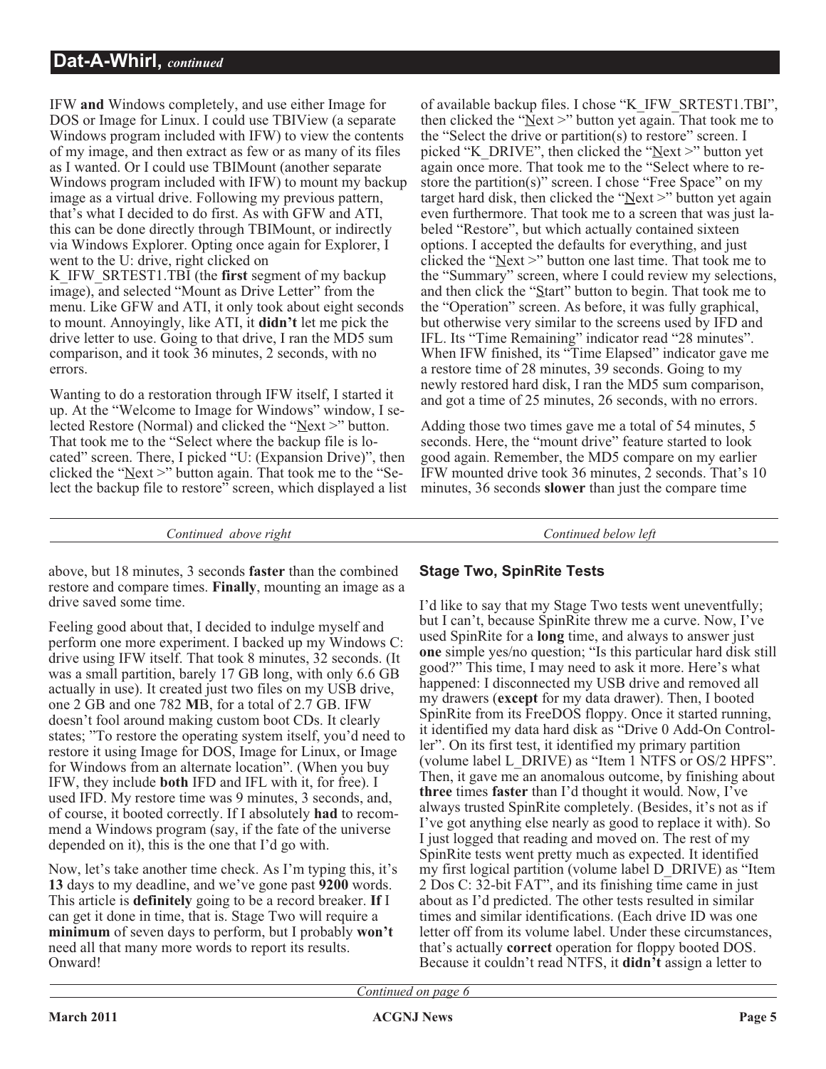## Dat-A-Whirl, *continued*

IFW **and** Windows completely, and use either Image for DOS or Image for Linux. I could use TBIView (a separate Windows program included with IFW) to view the contents of my image, and then extract as few or as many of its files as I wanted. Or I could use TBIMount (another separate Windows program included with IFW) to mount my backup image as a virtual drive. Following my previous pattern, that's what I decided to do first. As with GFW and ATI, this can be done directly through TBIMount, or indirectly via Windows Explorer. Opting once again for Explorer, I went to the U: drive, right clicked on K_IFW_SRTEST1.TBI (the **first** segment of my backup image), and selected "Mount as Drive Letter" from the menu. Like GFW and ATI, it only took about eight seconds to mount. Annoyingly, like ATI, it **didn't** let me pick the drive letter to use. Going to that drive, I ran the MD5 sum comparison, and it took 36 minutes, 2 seconds, with no errors.

Wanting to do a restoration through IFW itself, I started it up. At the "Welcome to Image for Windows" window, I selected Restore (Normal) and clicked the "Next >" button. That took me to the "Select where the backup file is located" screen. There, I picked "U: (Expansion Drive)", then clicked the "Next >" button again. That took me to the "Select the backup file to restore" screen, which displayed a list of available backup files. I chose "K_IFW_SRTEST1.TBI", then clicked the "Next >" button yet again. That took me to the "Select the drive or partition(s) to restore" screen. I picked "K_DRIVE", then clicked the "Next >" button yet again once more. That took me to the "Select where to restore the partition(s)" screen. I chose "Free Space" on my target hard disk, then clicked the "Next >" button yet again even furthermore. That took me to a screen that was just labeled "Restore", but which actually contained sixteen options. I accepted the defaults for everything, and just clicked the "Next >" button one last time. That took me to the "Summary" screen, where I could review my selections, and then click the "Start" button to begin. That took me to the "Operation" screen. As before, it was fully graphical, but otherwise very similar to the screens used by IFD and IFL. Its "Time Remaining" indicator read "28 minutes". When IFW finished, its "Time Elapsed" indicator gave me a restore time of 28 minutes, 39 seconds. Going to my newly restored hard disk, I ran the MD5 sum comparison, and got a time of 25 minutes, 26 seconds, with no errors.

Adding those two times gave me a total of 54 minutes, 5 seconds. Here, the "mount drive" feature started to look good again. Remember, the MD5 compare on my earlier IFW mounted drive took 36 minutes, 2 seconds. That's 10 minutes, 36 seconds **slower** than just the compare time above, but 18 minutes, 3 seconds **faster** than the combined restore and compare times. **Finally**, mounting an image as a drive saved some time.

Feeling good about that, I decided to indulge myself and perform one more experiment. I backed up my Windows C: drive using IFW itself. That took 8 minutes, 32 seconds. (It was a small partition, barely 17 GB long, with only 6.6 GB actually in use). It created just two files on my USB drive, one 2 GB and one 782 **M**B, for a total of 2.7 GB. IFW doesn't fool around making custom boot CDs. It clearly states; "To restore the operating system itself, you'd need to restore it using Image for DOS, Image for Linux, or Image for Windows from an alternate location". (When you buy IFW, they include **both** IFD and IFL with it, for free). I used IFD. My restore time was 9 minutes, 3 seconds, and, of course, it booted correctly. If I absolutely **had** to recommend a Windows program (say, if the fate of the universe depended on it), this is the one that I'd go with.

Now, let's take another time check. As I'm typing this, it's **13** days to my deadline, and we've gone past **9200** words. This article is **definitely** going to be a record breaker. **If** I can get it done in time, that is. Stage Two will require a **minimum** of seven days to perform, but I probably **won't** need all that many more words to report its results. Onward!

### Stage Two, SpinRite Tests

I'd like to say that my Stage Two tests went uneventfully; but I can't, because SpinRite threw me a curve. Now, I've used SpinRite for a **long** time, and always to answer just **one** simple yes/no question; "Is this particular hard disk still good?" This time, I may need to ask it more. Here's what happened: I disconnected my USB drive and removed all my drawers (**except** for my data drawer). Then, I booted SpinRite from its FreeDOS floppy. Once it started running, it identified my data hard disk as "Drive 0 Add-On Controller". On its first test, it identified my primary partition (volume label L_DRIVE) as "Item 1 NTFS or OS/2 HPFS". Then, it gave me an anomalous outcome, by finishing about **three** times **faster** than I'd thought it would. Now, I've always trusted SpinRite completely. (Besides, it's not as if I've got anything else nearly as good to replace it with). So I just logged that reading and moved on. The rest of my SpinRite tests went pretty much as expected. It identified my first logical partition (volume label D_DRIVE) as "Item 2 Dos C: 32-bit FAT", and its finishing time came in just about as I'd predicted. The other tests resulted in similar times and similar identifications. (Each drive ID was one letter off from its volume label. Under these circumstances, that's actually **correct** operation for floppy booted DOS. Because it couldn't read NTFS, it **didn't** assign a letter to

*Continued on page 6*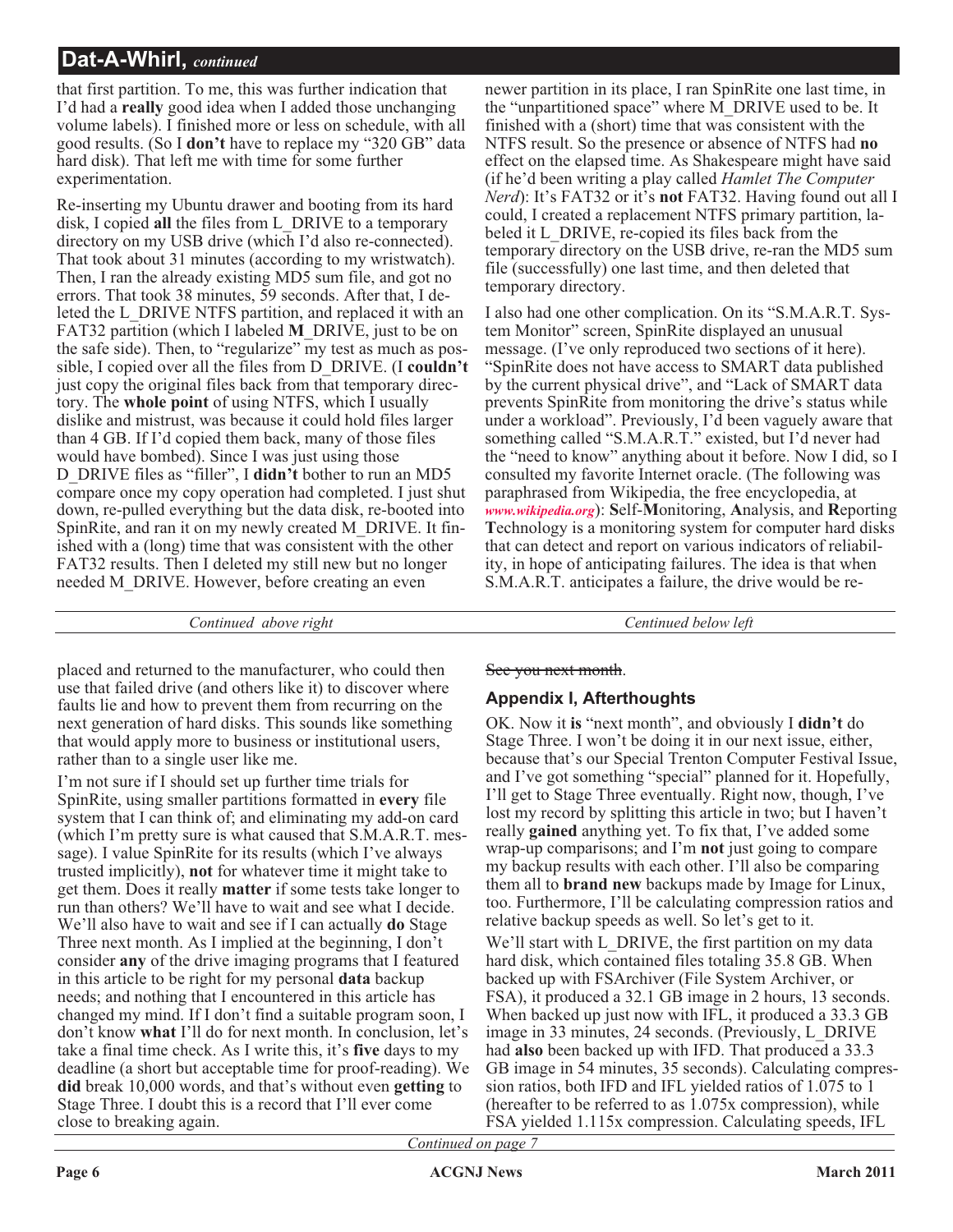that first partition. To me, this was further indication that I'd had a **really** good idea when I added those unchanging volume labels). I finished more or less on schedule, with all good results. (So I **don't** have to replace my "320 GB" data hard disk). That left me with time for some further experimentation.

Re-inserting my Ubuntu drawer and booting from its hard disk, I copied **all** the files from L_DRIVE to a temporary directory on my USB drive (which I'd also re-connected). That took about 31 minutes (according to my wristwatch). Then, I ran the already existing MD5 sum file, and got no errors. That took 38 minutes, 59 seconds. After that, I deleted the L_DRIVE NTFS partition, and replaced it with an FAT32 partition (which I labeled **M**_DRIVE, just to be on the safe side). Then, to "regularize" my test as much as possible, I copied over all the files from D_DRIVE. (I **couldn't** just copy the original files back from that temporary directory. The **whole point** of using NTFS, which I usually dislike and mistrust, was because it could hold files larger than 4 GB. If I'd copied them back, many of those files would have bombed). Since I was just using those D_DRIVE files as "filler", I **didn't** bother to run an MD5 compare once my copy operation had completed. I just shut down, re-pulled everything but the data disk, re-booted into SpinRite, and ran it on my newly created M_DRIVE. It finished with a (long) time that was consistent with the other FAT32 results. Then I deleted my still new but no longer needed M_DRIVE. However, before creating an even newer partition in its place, I ran SpinRite one last time, in the "unpartitioned space" where M_DRIVE used to be. It finished with a (short) time that was consistent with the NTFS result. So the presence or absence of NTFS had **no** effect on the elapsed time. As Shakespeare might have said (if he'd been writing a play called *Hamlet The Computer Nerd*): It's FAT32 or it's **not** FAT32. Having found out all I could, I created a replacement NTFS primary partition, labeled it L_DRIVE, re-copied its files back from the temporary directory on the USB drive, re-ran the MD5 sum file (successfully) one last time, and then deleted that temporary directory.

I also had one other complication. On its "S.M.A.R.T. System Monitor" screen, SpinRite displayed an unusual message. (I've only reproduced two sections of it here). "SpinRite does not have access to SMART data published by the current physical drive", and "Lack of SMART data prevents SpinRite from monitoring the drive's status while under a workload". Previously, I'd been vaguely aware that something called "S.M.A.R.T." existed, but I'd never had the "need to know" anything about it before. Now I did, so I consulted my favorite Internet oracle. (The following was paraphrased from Wikipedia, the free encyclopedia, at *www.wikipedia.org*): **S**elf-**M**onitoring, **A**nalysis, and **R**eporting **T**echnology is a monitoring system for computer hard disks that can detect and report on various indicators of reliability, in hope of anticipating failures. The idea is that when S.M.A.R.T. anticipates a failure, the drive would be replaced and returned to the manufacturer, who could then use that failed drive (and others like it) to discover where faults lie and how to prevent them from recurring on the next generation of hard disks. This sounds like something that would apply more to business or institutional users, rather than to a single user like me.

I'm not sure if I should set up further time trials for SpinRite, using smaller partitions formatted in **every** file system that I can think of; and eliminating my add-on card (which I'm pretty sure is what caused that S.M.A.R.T. message). I value SpinRite for its results (which I've always trusted implicitly), **not** for whatever time it might take to get them. Does it really **matter** if some tests take longer to run than others? We'll have to wait and see what I decide. We'll also have to wait and see if I can actually **do** Stage Three next month. As I implied at the beginning, I don't consider **any** of the drive imaging programs that I featured in this article to be right for my personal **data** backup needs; and nothing that I encountered in this article has changed my mind. If I don't find a suitable program soon, I don't know **what** I'll do for next month. In conclusion, let's take a final time check. As I write this, it's **five** days to my deadline (a short but acceptable time for proof-reading). We **did** break 10,000 words, and that's without even **getting** to Stage Three. I doubt this is a record that I'll ever come close to breaking again.

~~See you next month~~.

### Appendix I, Afterthoughts

OK. Now it **is** "next month", and obviously I **didn't** do Stage Three. I won't be doing it in our next issue, either, because that's our Special Trenton Computer Festival Issue, and I've got something "special" planned for it. Hopefully, I'll get to Stage Three eventually. Right now, though, I've lost my record by splitting this article in two; but I haven't really **gained** anything yet. To fix that, I've added some wrap-up comparisons; and I'm **not** just going to compare my backup results with each other. I'll also be comparing them all to **brand new** backups made by Image for Linux, too. Furthermore, I'll be calculating compression ratios and relative backup speeds as well. So let's get to it.

We'll start with L_DRIVE, the first partition on my data hard disk, which contained files totaling 35.8 GB. When backed up with FSArchiver (File System Archiver, or FSA), it produced a 32.1 GB image in 2 hours, 13 seconds. When backed up just now with IFL, it produced a 33.3 GB image in 33 minutes, 24 seconds. (Previously, L_DRIVE had **also** been backed up with IFD. That produced a 33.3 GB image in 54 minutes, 35 seconds). Calculating compression ratios, both IFD and IFL yielded ratios of 1.075 to 1 (hereafter to be referred to as 1.075x compression), while FSA yielded 1.115x compression. Calculating speeds, IFL

*Continued on page 7*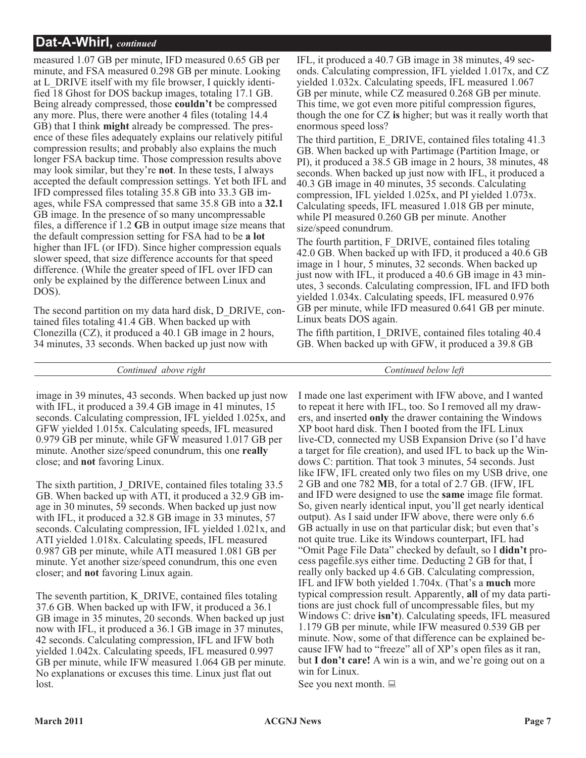## Dat-A-Whirl, *continued*

measured 1.07 GB per minute, IFD measured 0.65 GB per minute, and FSA measured 0.298 GB per minute. Looking at L_DRIVE itself with my file browser, I quickly identified 18 Ghost for DOS backup images, totaling 17.1 GB. Being already compressed, those **couldn't** be compressed any more. Plus, there were another 4 files (totaling 14.4 GB) that I think **might** already be compressed. The presence of these files adequately explains our relatively pitiful compression results; and probably also explains the much longer FSA backup time. Those compression results above may look similar, but they're **not**. In these tests, I always accepted the default compression settings. Yet both IFL and IFD compressed files totaling 35.8 GB into 33.3 GB images, while FSA compressed that same 35.8 GB into a **32.1** GB image. In the presence of so many uncompressable files, a difference if 1.2 **G**B in output image size means that the default compression setting for FSA had to be **a lot** higher than IFL (or IFD). Since higher compression equals slower speed, that size difference accounts for that speed difference. (While the greater speed of IFL over IFD can only be explained by the difference between Linux and DOS).

The second partition on my data hard disk, D_DRIVE, contained files totaling 41.4 GB. When backed up with Clonezilla (CZ), it produced a 40.1 GB image in 2 hours, 34 minutes, 33 seconds. When backed up just now with IFL, it produced a 40.7 GB image in 38 minutes, 49 seconds. Calculating compression, IFL yielded 1.017x, and CZ yielded 1.032x. Calculating speeds, IFL measured 1.067 GB per minute, while CZ measured 0.268 GB per minute. This time, we got even more pitiful compression figures, though the one for CZ **is** higher; but was it really worth that enormous speed loss?

The third partition, E_DRIVE, contained files totaling 41.3 GB. When backed up with Partimage (Partition Image, or PI), it produced a 38.5 GB image in 2 hours, 38 minutes, 48 seconds. When backed up just now with IFL, it produced a 40.3 GB image in 40 minutes, 35 seconds. Calculating compression, IFL yielded 1.025x, and PI yielded 1.073x. Calculating speeds, IFL measured 1.018 GB per minute, while PI measured 0.260 GB per minute. Another size/speed conundrum.

The fourth partition, F_DRIVE, contained files totaling 42.0 GB. When backed up with IFD, it produced a 40.6 GB image in 1 hour, 5 minutes, 32 seconds. When backed up just now with IFL, it produced a 40.6 GB image in 43 minutes, 3 seconds. Calculating compression, IFL and IFD both yielded 1.034x. Calculating speeds, IFL measured 0.976 GB per minute, while IFD measured 0.641 GB per minute. Linux beats DOS again.

The fifth partition, I_DRIVE, contained files totaling 40.4 GB. When backed up with GFW, it produced a 39.8 GB image in 39 minutes, 43 seconds. When backed up just now with IFL, it produced a 39.4 GB image in 41 minutes, 15 seconds. Calculating compression, IFL yielded 1.025x, and GFW yielded 1.015x. Calculating speeds, IFL measured 0.979 GB per minute, while GFW measured 1.017 GB per minute. Another size/speed conundrum, this one **really** close; and **not** favoring Linux.

The sixth partition, J_DRIVE, contained files totaling 33.5 GB. When backed up with ATI, it produced a 32.9 GB image in 30 minutes, 59 seconds. When backed up just now with IFL, it produced a 32.8 GB image in 33 minutes, 57 seconds. Calculating compression, IFL yielded 1.021x, and ATI yielded 1.018x. Calculating speeds, IFL measured 0.987 GB per minute, while ATI measured 1.081 GB per minute. Yet another size/speed conundrum, this one even closer; and **not** favoring Linux again.

The seventh partition, K_DRIVE, contained files totaling 37.6 GB. When backed up with IFW, it produced a 36.1 GB image in 35 minutes, 20 seconds. When backed up just now with IFL, it produced a 36.1 GB image in 37 minutes, 42 seconds. Calculating compression, IFL and IFW both yielded 1.042x. Calculating speeds, IFL measured 0.997 GB per minute, while IFW measured 1.064 GB per minute. No explanations or excuses this time. Linux just flat out lost.

I made one last experiment with IFW above, and I wanted to repeat it here with IFL, too. So I removed all my drawers, and inserted **only** the drawer containing the Windows XP boot hard disk. Then I booted from the IFL Linux live-CD, connected my USB Expansion Drive (so I'd have a target for file creation), and used IFL to back up the Windows C: partition. That took 3 minutes, 54 seconds. Just like IFW, IFL created only two files on my USB drive, one 2 GB and one 782 **M**B, for a total of 2.7 GB. (IFW, IFL and IFD were designed to use the **same** image file format. So, given nearly identical input, you'll get nearly identical output). As I said under IFW above, there were only 6.6 GB actually in use on that particular disk; but even that's not quite true. Like its Windows counterpart, IFL had "Omit Page File Data" checked by default, so I **didn't** process pagefile.sys either time. Deducting 2 GB for that, I really only backed up 4.6 GB. Calculating compression, IFL and IFW both yielded 1.704x. (That's a **much** more typical compression result. Apparently, **all** of my data partitions are just chock full of uncompressable files, but my Windows C: drive **isn't**). Calculating speeds, IFL measured 1.179 GB per minute, while IFW measured 0.539 GB per minute. Now, some of that difference can be explained because IFW had to "freeze" all of XP's open files as it ran, but **I don't care!** A win is a win, and we're going out on a win for Linux.

See you next month.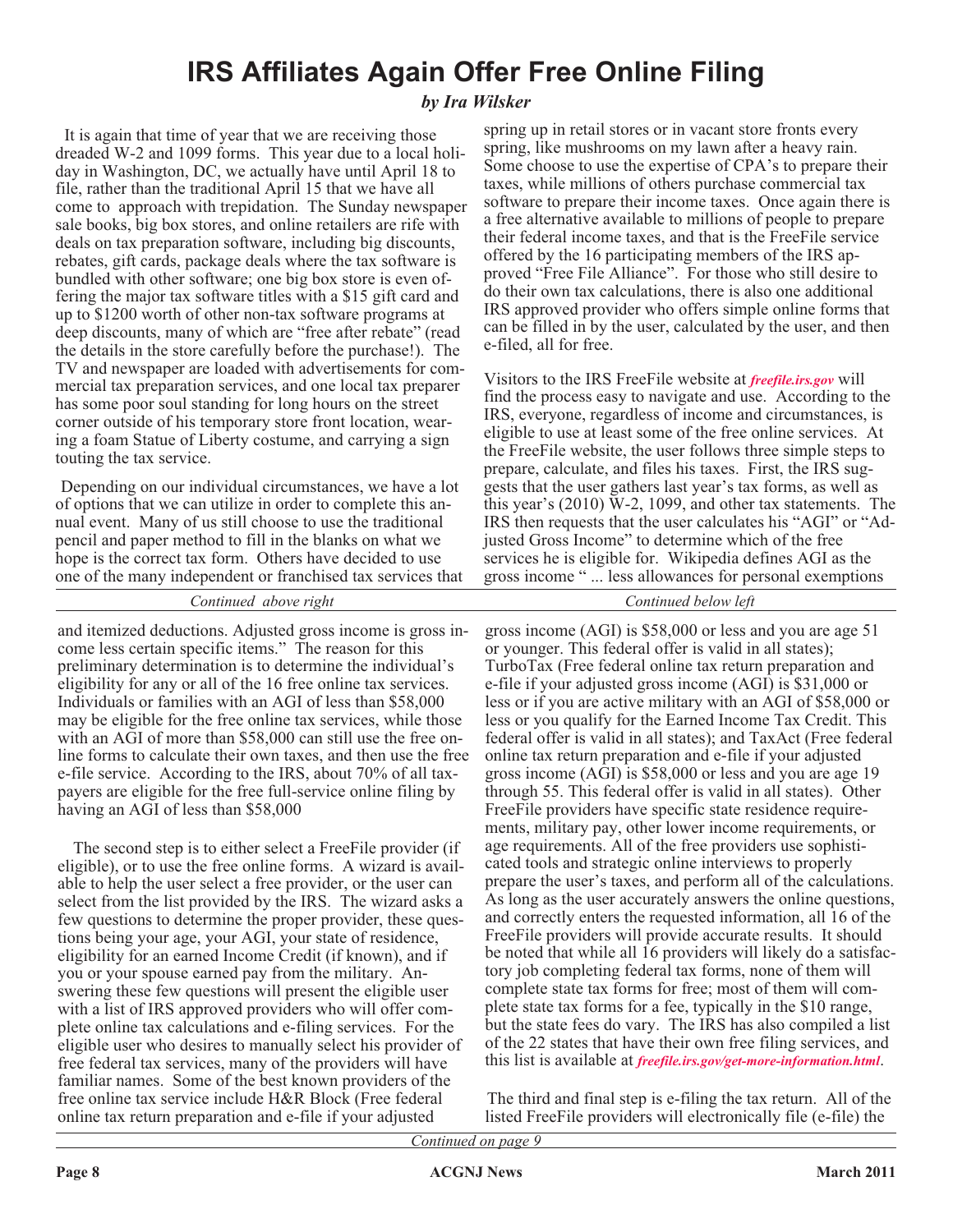# IRS Affiliates Again Offer Free Online Filing

***by Ira Wilsker***

It is again that time of year that we are receiving those dreaded W-2 and 1099 forms. This year due to a local holiday in Washington, DC, we actually have until April 18 to file, rather than the traditional April 15 that we have all come to approach with trepidation. The Sunday newspaper sale books, big box stores, and online retailers are rife with deals on tax preparation software, including big discounts, rebates, gift cards, package deals where the tax software is bundled with other software; one big box store is even offering the major tax software titles with a $15 gift card and up to $1200 worth of other non-tax software programs at deep discounts, many of which are "free after rebate" (read the details in the store carefully before the purchase!). The TV and newspaper are loaded with advertisements for commercial tax preparation services, and one local tax preparer has some poor soul standing for long hours on the street corner outside of his temporary store front location, wearing a foam Statue of Liberty costume, and carrying a sign touting the tax service.

Depending on our individual circumstances, we have a lot of options that we can utilize in order to complete this annual event. Many of us still choose to use the traditional pencil and paper method to fill in the blanks on what we hope is the correct tax form. Others have decided to use one of the many independent or franchised tax services that spring up in retail stores or in vacant store fronts every spring, like mushrooms on my lawn after a heavy rain. Some choose to use the expertise of CPA's to prepare their taxes, while millions of others purchase commercial tax software to prepare their income taxes. Once again there is a free alternative available to millions of people to prepare their federal income taxes, and that is the FreeFile service offered by the 16 participating members of the IRS approved "Free File Alliance". For those who still desire to do their own tax calculations, there is also one additional IRS approved provider who offers simple online forms that can be filled in by the user, calculated by the user, and then e-filed, all for free.

Visitors to the IRS FreeFile website at ***freefile.irs.gov*** will find the process easy to navigate and use. According to the IRS, everyone, regardless of income and circumstances, is eligible to use at least some of the free online services. At the FreeFile website, the user follows three simple steps to prepare, calculate, and files his taxes. First, the IRS suggests that the user gathers last year's tax forms, as well as this year's (2010) W-2, 1099, and other tax statements. The IRS then requests that the user calculates his "AGI" or "Adjusted Gross Income" to determine which of the free services he is eligible for. Wikipedia defines AGI as the gross income " ... less allowances for personal exemptions and itemized deductions. Adjusted gross income is gross income less certain specific items." The reason for this preliminary determination is to determine the individual's eligibility for any or all of the 16 free online tax services. Individuals or families with an AGI of less than $58,000 may be eligible for the free online tax services, while those with an AGI of more than $58,000 can still use the free online forms to calculate their own taxes, and then use the free e-file service. According to the IRS, about 70% of all taxpayers are eligible for the free full-service online filing by having an AGI of less than $58,000

The second step is to either select a FreeFile provider (if eligible), or to use the free online forms. A wizard is available to help the user select a free provider, or the user can select from the list provided by the IRS. The wizard asks a few questions to determine the proper provider, these questions being your age, your AGI, your state of residence, eligibility for an earned Income Credit (if known), and if you or your spouse earned pay from the military. Answering these few questions will present the eligible user with a list of IRS approved providers who will offer complete online tax calculations and e-filing services. For the eligible user who desires to manually select his provider of free federal tax services, many of the providers will have familiar names. Some of the best known providers of the free online tax service include H&R Block (Free federal online tax return preparation and e-file if your adjusted gross income (AGI) is $58,000 or less and you are age 51 or younger. This federal offer is valid in all states); TurboTax (Free federal online tax return preparation and e-file if your adjusted gross income (AGI) is $31,000 or less or if you are active military with an AGI of $58,000 or less or you qualify for the Earned Income Tax Credit. This federal offer is valid in all states); and TaxAct (Free federal online tax return preparation and e-file if your adjusted gross income (AGI) is $58,000 or less and you are age 19 through 55. This federal offer is valid in all states). Other FreeFile providers have specific state residence requirements, military pay, other lower income requirements, or age requirements. All of the free providers use sophisticated tools and strategic online interviews to properly prepare the user's taxes, and perform all of the calculations. As long as the user accurately answers the online questions, and correctly enters the requested information, all 16 of the FreeFile providers will provide accurate results. It should be noted that while all 16 providers will likely do a satisfactory job completing federal tax forms, none of them will complete state tax forms for free; most of them will complete state tax forms for a fee, typically in the $10 range, but the state fees do vary. The IRS has also compiled a list of the 22 states that have their own free filing services, and this list is available at ***freefile.irs.gov/get-more-information.html***.

The third and final step is e-filing the tax return. All of the listed FreeFile providers will electronically file (e-file) the

*Continued on page 9*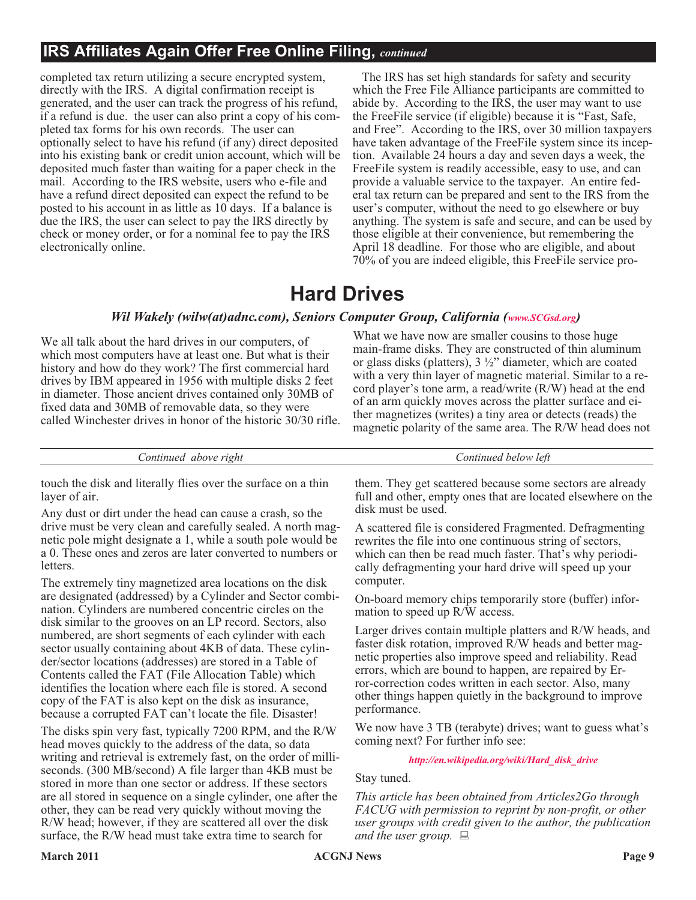## IRS Affiliates Again Offer Free Online Filing, *continued*

completed tax return utilizing a secure encrypted system, directly with the IRS. A digital confirmation receipt is generated, and the user can track the progress of his refund, if a refund is due. the user can also print a copy of his completed tax forms for his own records. The user can optionally select to have his refund (if any) direct deposited into his existing bank or credit union account, which will be deposited much faster than waiting for a paper check in the mail. According to the IRS website, users who e-file and have a refund direct deposited can expect the refund to be posted to his account in as little as 10 days. If a balance is due the IRS, the user can select to pay the IRS directly by check or money order, or for a nominal fee to pay the IRS electronically online.

The IRS has set high standards for safety and security which the Free File Alliance participants are committed to abide by. According to the IRS, the user may want to use the FreeFile service (if eligible) because it is "Fast, Safe, and Free". According to the IRS, over 30 million taxpayers have taken advantage of the FreeFile system since its inception. Available 24 hours a day and seven days a week, the FreeFile system is readily accessible, easy to use, and can provide a valuable service to the taxpayer. An entire federal tax return can be prepared and sent to the IRS from the user's computer, without the need to go elsewhere or buy anything. The system is safe and secure, and can be used by those eligible at their convenience, but remembering the April 18 deadline. For those who are eligible, and about 70% of you are indeed eligible, this FreeFile service pro-

# Hard Drives

***Wil Wakely (wilw(at)adnc.com), Seniors Computer Group, California (www.SCGsd.org)***

We all talk about the hard drives in our computers, of which most computers have at least one. But what is their history and how do they work? The first commercial hard drives by IBM appeared in 1956 with multiple disks 2 feet in diameter. Those ancient drives contained only 30MB of fixed data and 30MB of removable data, so they were called Winchester drives in honor of the historic 30/30 rifle.

What we have now are smaller cousins to those huge main-frame disks. They are constructed of thin aluminum or glass disks (platters), 3 ½" diameter, which are coated with a very thin layer of magnetic material. Similar to a record player's tone arm, a read/write (R/W) head at the end of an arm quickly moves across the platter surface and either magnetizes (writes) a tiny area or detects (reads) the magnetic polarity of the same area. The R/W head does not touch the disk and literally flies over the surface on a thin layer of air.

Any dust or dirt under the head can cause a crash, so the drive must be very clean and carefully sealed. A north magnetic pole might designate a 1, while a south pole would be a 0. These ones and zeros are later converted to numbers or letters.

The extremely tiny magnetized area locations on the disk are designated (addressed) by a Cylinder and Sector combination. Cylinders are numbered concentric circles on the disk similar to the grooves on an LP record. Sectors, also numbered, are short segments of each cylinder with each sector usually containing about 4KB of data. These cylinder/sector locations (addresses) are stored in a Table of Contents called the FAT (File Allocation Table) which identifies the location where each file is stored. A second copy of the FAT is also kept on the disk as insurance, because a corrupted FAT can't locate the file. Disaster!

The disks spin very fast, typically 7200 RPM, and the R/W head moves quickly to the address of the data, so data writing and retrieval is extremely fast, on the order of milliseconds. (300 MB/second) A file larger than 4KB must be stored in more than one sector or address. If these sectors are all stored in sequence on a single cylinder, one after the other, they can be read very quickly without moving the R/W head; however, if they are scattered all over the disk surface, the R/W head must take extra time to search for them. They get scattered because some sectors are already full and other, empty ones that are located elsewhere on the disk must be used.

A scattered file is considered Fragmented. Defragmenting rewrites the file into one continuous string of sectors, which can then be read much faster. That's why periodically defragmenting your hard drive will speed up your computer.

On-board memory chips temporarily store (buffer) information to speed up R/W access.

Larger drives contain multiple platters and R/W heads, and faster disk rotation, improved R/W heads and better magnetic properties also improve speed and reliability. Read errors, which are bound to happen, are repaired by Error-correction codes written in each sector. Also, many other things happen quietly in the background to improve performance.

We now have 3 TB (terabyte) drives; want to guess what's coming next? For further info see:

*http://en.wikipedia.org/wiki/Hard_disk_drive*

Stay tuned.

*This article has been obtained from Articles2Go through FACUG with permission to reprint by non-profit, or other user groups with credit given to the author, the publication and the user group.*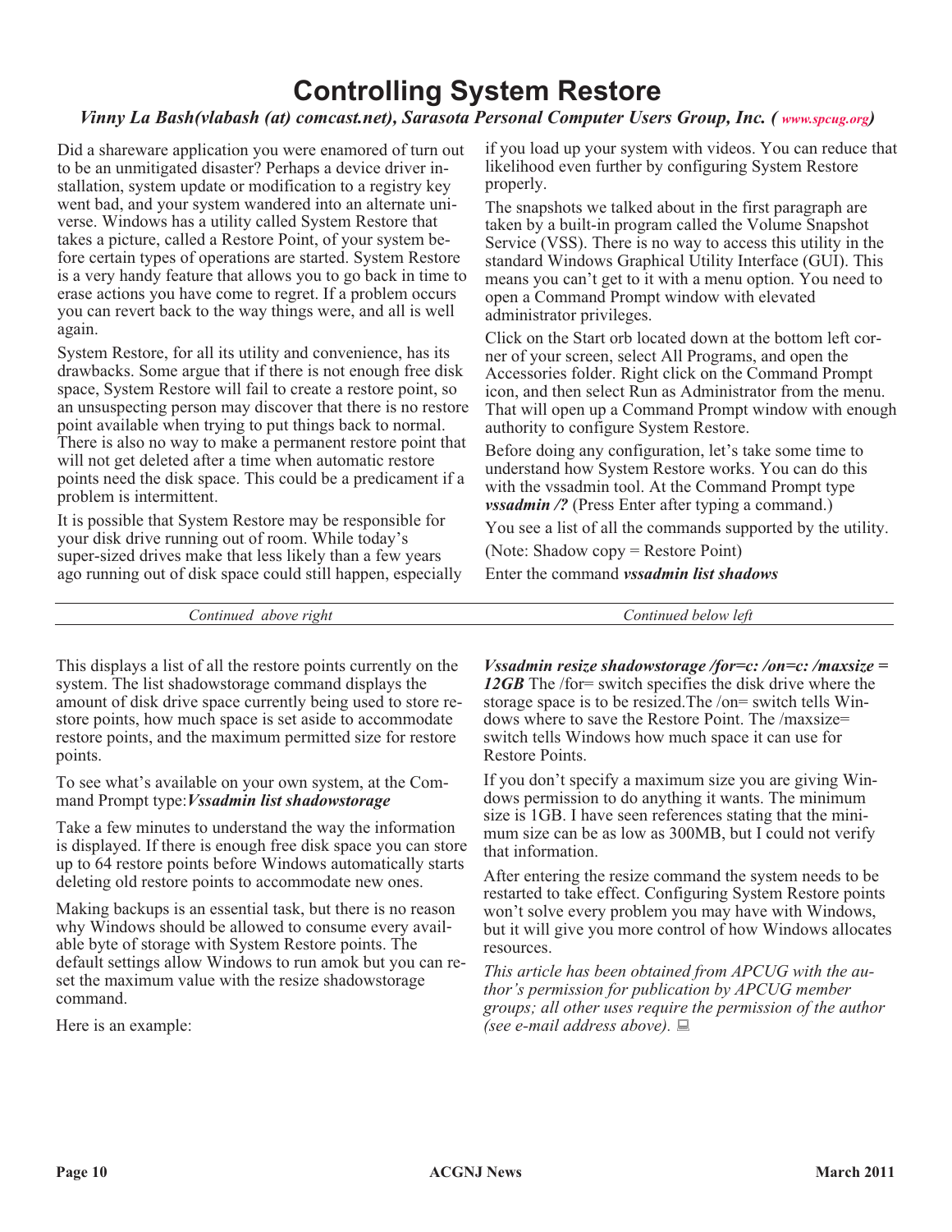# Controlling System Restore

*Vinny La Bash(vlabash (at) comcast.net), Sarasota Personal Computer Users Group, Inc. ( www.spcug.org)*

Did a shareware application you were enamored of turn out to be an unmitigated disaster? Perhaps a device driver installation, system update or modification to a registry key went bad, and your system wandered into an alternate universe. Windows has a utility called System Restore that takes a picture, called a Restore Point, of your system before certain types of operations are started. System Restore is a very handy feature that allows you to go back in time to erase actions you have come to regret. If a problem occurs you can revert back to the way things were, and all is well again.

System Restore, for all its utility and convenience, has its drawbacks. Some argue that if there is not enough free disk space, System Restore will fail to create a restore point, so an unsuspecting person may discover that there is no restore point available when trying to put things back to normal. There is also no way to make a permanent restore point that will not get deleted after a time when automatic restore points need the disk space. This could be a predicament if a problem is intermittent.

It is possible that System Restore may be responsible for your disk drive running out of room. While today's super-sized drives make that less likely than a few years ago running out of disk space could still happen, especially if you load up your system with videos. You can reduce that likelihood even further by configuring System Restore properly.

The snapshots we talked about in the first paragraph are taken by a built-in program called the Volume Snapshot Service (VSS). There is no way to access this utility in the standard Windows Graphical Utility Interface (GUI). This means you can't get to it with a menu option. You need to open a Command Prompt window with elevated administrator privileges.

Click on the Start orb located down at the bottom left corner of your screen, select All Programs, and open the Accessories folder. Right click on the Command Prompt icon, and then select Run as Administrator from the menu. That will open up a Command Prompt window with enough authority to configure System Restore.

Before doing any configuration, let's take some time to understand how System Restore works. You can do this with the vssadmin tool. At the Command Prompt type ***vssadmin /?*** (Press Enter after typing a command.)

You see a list of all the commands supported by the utility.

(Note: Shadow copy = Restore Point)

Enter the command ***vssadmin list shadows***

This displays a list of all the restore points currently on the system. The list shadowstorage command displays the amount of disk drive space currently being used to store restore points, how much space is set aside to accommodate restore points, and the maximum permitted size for restore points.

To see what's available on your own system, at the Command Prompt type:***Vssadmin list shadowstorage***

Take a few minutes to understand the way the information is displayed. If there is enough free disk space you can store up to 64 restore points before Windows automatically starts deleting old restore points to accommodate new ones.

Making backups is an essential task, but there is no reason why Windows should be allowed to consume every available byte of storage with System Restore points. The default settings allow Windows to run amok but you can reset the maximum value with the resize shadowstorage command.

Here is an example:

***Vssadmin resize shadowstorage /for=c: /on=c: /maxsize = 12GB*** The /for= switch specifies the disk drive where the storage space is to be resized.The /on= switch tells Windows where to save the Restore Point. The /maxsize= switch tells Windows how much space it can use for Restore Points.

If you don't specify a maximum size you are giving Windows permission to do anything it wants. The minimum size is 1GB. I have seen references stating that the minimum size can be as low as 300MB, but I could not verify that information.

After entering the resize command the system needs to be restarted to take effect. Configuring System Restore points won't solve every problem you may have with Windows, but it will give you more control of how Windows allocates resources.

*This article has been obtained from APCUG with the author's permission for publication by APCUG member groups; all other uses require the permission of the author (see e-mail address above).*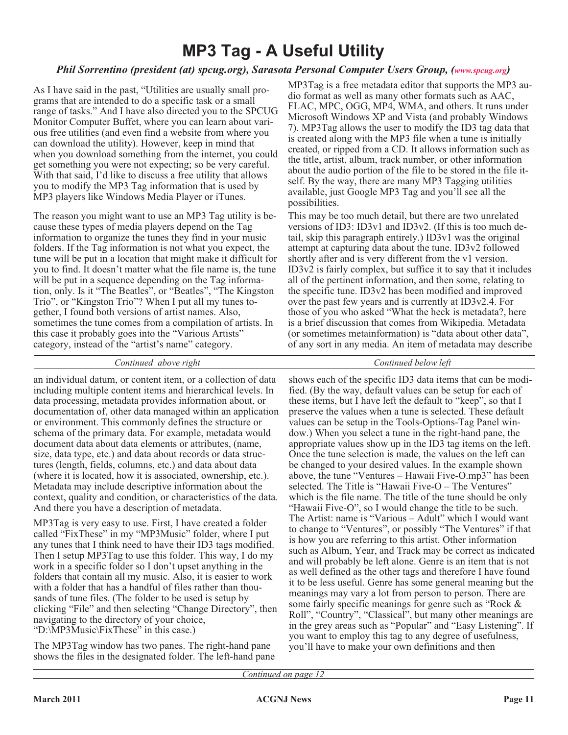# MP3 Tag - A Useful Utility

*Phil Sorrentino (president (at) spcug.org), Sarasota Personal Computer Users Group, (www.spcug.org)*

As I have said in the past, "Utilities are usually small programs that are intended to do a specific task or a small range of tasks." And I have also directed you to the SPCUG Monitor Computer Buffet, where you can learn about various free utilities (and even find a website from where you can download the utility). However, keep in mind that when you download something from the internet, you could get something you were not expecting; so be very careful. With that said, I'd like to discuss a free utility that allows you to modify the MP3 Tag information that is used by MP3 players like Windows Media Player or iTunes.

The reason you might want to use an MP3 Tag utility is because these types of media players depend on the Tag information to organize the tunes they find in your music folders. If the Tag information is not what you expect, the tune will be put in a location that might make it difficult for you to find. It doesn't matter what the file name is, the tune will be put in a sequence depending on the Tag information, only. Is it "The Beatles", or "Beatles", "The Kingston Trio", or "Kingston Trio"? When I put all my tunes together, I found both versions of artist names. Also, sometimes the tune comes from a compilation of artists. In this case it probably goes into the "Various Artists" category, instead of the "artist's name" category.

MP3Tag is a free metadata editor that supports the MP3 audio format as well as many other formats such as AAC, FLAC, MPC, OGG, MP4, WMA, and others. It runs under Microsoft Windows XP and Vista (and probably Windows 7). MP3Tag allows the user to modify the ID3 tag data that is created along with the MP3 file when a tune is initially created, or ripped from a CD. It allows information such as the title, artist, album, track number, or other information about the audio portion of the file to be stored in the file itself. By the way, there are many MP3 Tagging utilities available, just Google MP3 Tag and you'll see all the possibilities.

This may be too much detail, but there are two unrelated versions of ID3: ID3v1 and ID3v2. (If this is too much detail, skip this paragraph entirely.) ID3v1 was the original attempt at capturing data about the tune. ID3v2 followed shortly after and is very different from the v1 version. ID3v2 is fairly complex, but suffice it to say that it includes all of the pertinent information, and then some, relating to the specific tune. ID3v2 has been modified and improved over the past few years and is currently at ID3v2.4. For those of you who asked "What the heck is metadata?, here is a brief discussion that comes from Wikipedia. Metadata (or sometimes metainformation) is "data about other data", of any sort in any media. An item of metadata may describe an individual datum, or content item, or a collection of data including multiple content items and hierarchical levels. In data processing, metadata provides information about, or documentation of, other data managed within an application or environment. This commonly defines the structure or schema of the primary data. For example, metadata would document data about data elements or attributes, (name, size, data type, etc.) and data about records or data structures (length, fields, columns, etc.) and data about data (where it is located, how it is associated, ownership, etc.). Metadata may include descriptive information about the context, quality and condition, or characteristics of the data. And there you have a description of metadata.

MP3Tag is very easy to use. First, I have created a folder called "FixThese" in my "MP3Music" folder, where I put any tunes that I think need to have their ID3 tags modified. Then I setup MP3Tag to use this folder. This way, I do my work in a specific folder so I don't upset anything in the folders that contain all my music. Also, it is easier to work with a folder that has a handful of files rather than thousands of tune files. (The folder to be used is setup by clicking "File" and then selecting "Change Directory", then navigating to the directory of your choice, "D:\MP3Music\FixThese" in this case.)

The MP3Tag window has two panes. The right-hand pane shows the files in the designated folder. The left-hand pane shows each of the specific ID3 data items that can be modified. (By the way, default values can be setup for each of these items, but I have left the default to "keep", so that I preserve the values when a tune is selected. These default values can be setup in the Tools-Options-Tag Panel window.) When you select a tune in the right-hand pane, the appropriate values show up in the ID3 tag items on the left. Once the tune selection is made, the values on the left can be changed to your desired values. In the example shown above, the tune "Ventures – Hawaii Five-O.mp3" has been selected. The Title is "Hawaii Five-O – The Ventures" which is the file name. The title of the tune should be only "Hawaii Five-O", so I would change the title to be such. The Artist: name is "Various – Adult" which I would want to change to "Ventures", or possibly "The Ventures" if that is how you are referring to this artist. Other information such as Album, Year, and Track may be correct as indicated and will probably be left alone. Genre is an item that is not as well defined as the other tags and therefore I have found it to be less useful. Genre has some general meaning but the meanings may vary a lot from person to person. There are some fairly specific meanings for genre such as "Rock & Roll", "Country", "Classical", but many other meanings are in the grey areas such as "Popular" and "Easy Listening". If you want to employ this tag to any degree of usefulness, you'll have to make your own definitions and then

*Continued on page 12*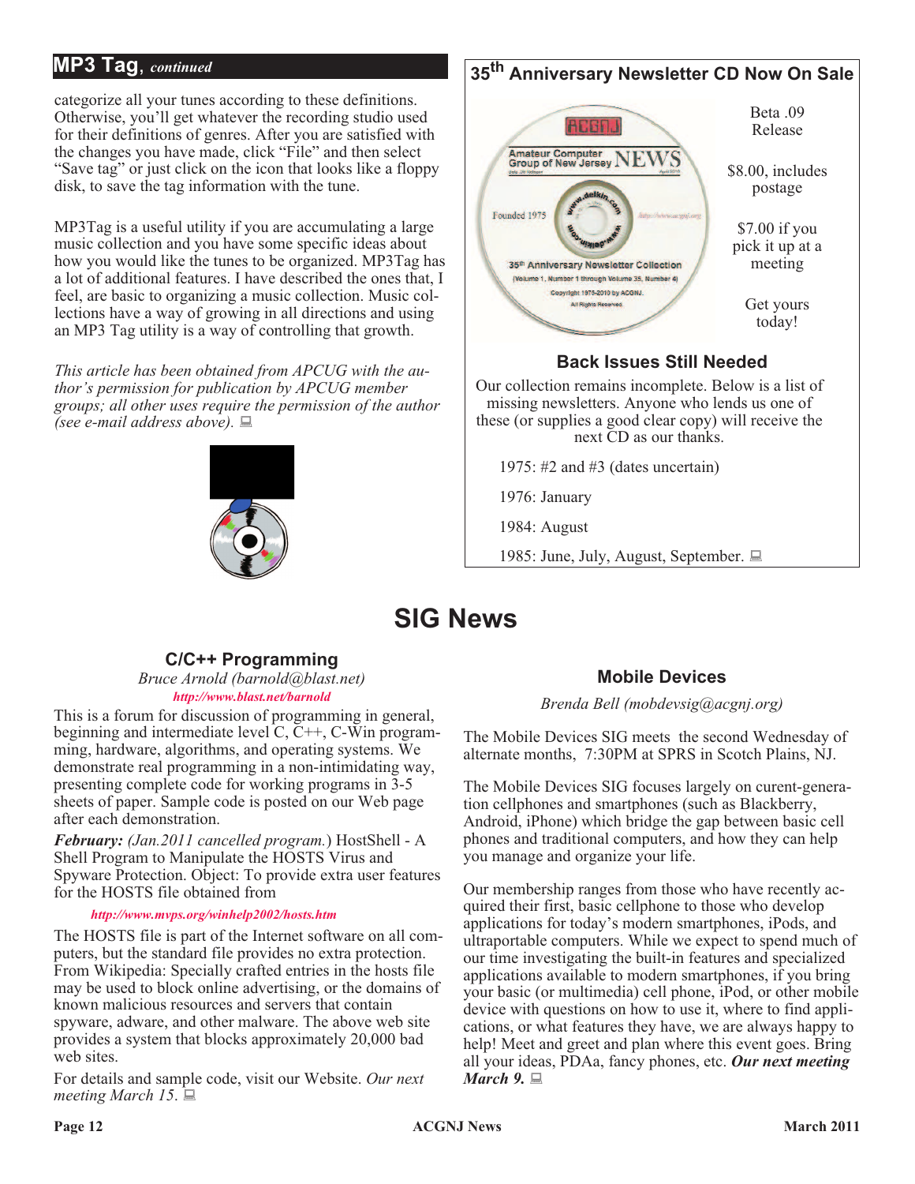## MP3 Tag, *continued*

categorize all your tunes according to these definitions. Otherwise, you'll get whatever the recording studio used for their definitions of genres. After you are satisfied with the changes you have made, click "File" and then select "Save tag" or just click on the icon that looks like a floppy disk, to save the tag information with the tune.

MP3Tag is a useful utility if you are accumulating a large music collection and you have some specific ideas about how you would like the tunes to be organized. MP3Tag has a lot of additional features. I have described the ones that, I feel, are basic to organizing a music collection. Music collections have a way of growing in all directions and using an MP3 Tag utility is a way of controlling that growth.

*This article has been obtained from APCUG with the author's permission for publication by APCUG member groups; all other uses require the permission of the author (see e-mail address above).*

## 35th Anniversary Newsletter CD Now On Sale

Beta .09 Release

$8.00, includes postage

$7.00 if you pick it up at a meeting

Get yours today!

### Back Issues Still Needed

Our collection remains incomplete. Below is a list of missing newsletters. Anyone who lends us one of these (or supplies a good clear copy) will receive the next CD as our thanks.

1975: #2 and #3 (dates uncertain)

1976: January

1984: August

1985: June, July, August, September.

# SIG News

### C/C++ Programming

*Bruce Arnold (barnold@blast.net)*
*http://www.blast.net/barnold*

This is a forum for discussion of programming in general, beginning and intermediate level C, C++, C-Win programming, hardware, algorithms, and operating systems. We demonstrate real programming in a non-intimidating way, presenting complete code for working programs in 3-5 sheets of paper. Sample code is posted on our Web page after each demonstration.

***February:*** *(Jan.2011 cancelled program.)* HostShell - A Shell Program to Manipulate the HOSTS Virus and Spyware Protection. Object: To provide extra user features for the HOSTS file obtained from

*http://www.mvps.org/winhelp2002/hosts.htm*

The HOSTS file is part of the Internet software on all computers, but the standard file provides no extra protection. From Wikipedia: Specially crafted entries in the hosts file may be used to block online advertising, or the domains of known malicious resources and servers that contain spyware, adware, and other malware. The above web site provides a system that blocks approximately 20,000 bad web sites.

For details and sample code, visit our Website. *Our next meeting March 15.*

### Mobile Devices

*Brenda Bell (mobdevsig@acgnj.org)*

The Mobile Devices SIG meets the second Wednesday of alternate months, 7:30PM at SPRS in Scotch Plains, NJ.

The Mobile Devices SIG focuses largely on curent-generation cellphones and smartphones (such as Blackberry, Android, iPhone) which bridge the gap between basic cell phones and traditional computers, and how they can help you manage and organize your life.

Our membership ranges from those who have recently acquired their first, basic cellphone to those who develop applications for today's modern smartphones, iPods, and ultraportable computers. While we expect to spend much of our time investigating the built-in features and specialized applications available to modern smartphones, if you bring your basic (or multimedia) cell phone, iPod, or other mobile device with questions on how to use it, where to find applications, or what features they have, we are always happy to help! Meet and greet and plan where this event goes. Bring all your ideas, PDAa, fancy phones, etc. ***Our next meeting March 9.***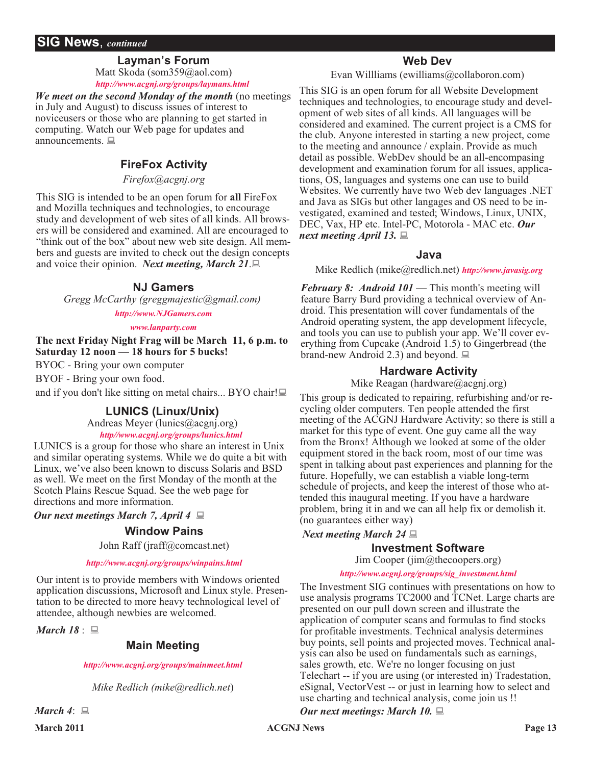## SIG News, *continued*

### Layman's Forum

Matt Skoda (som359@aol.com)

*http://www.acgnj.org/groups/laymans.html*

***We meet on the second Monday of the month*** (no meetings in July and August) to discuss issues of interest to noviceusers or those who are planning to get started in computing. Watch our Web page for updates and announcements.

### FireFox Activity

*Firefox@acgnj.org*

This SIG is intended to be an open forum for **all** FireFox and Mozilla techniques and technologies, to encourage study and development of web sites of all kinds. All browsers will be considered and examined. All are encouraged to "think out of the box" about new web site design. All members and guests are invited to check out the design concepts and voice their opinion. ***Next meeting, March 21***.

### NJ Gamers

*Gregg McCarthy (greggmajestic@gmail.com)*

*http://www.NJGamers.com*

*www.lanparty.com*

**The next Friday Night Frag will be March 11, 6 p.m. to Saturday 12 noon — 18 hours for 5 bucks!**

BYOC - Bring your own computer

BYOF - Bring your own food.

and if you don't like sitting on metal chairs... BYO chair!

### LUNICS (Linux/Unix)

Andreas Meyer (lunics@acgnj.org)

*http//www.acgnj.org/groups/lunics.html*

LUNICS is a group for those who share an interest in Unix and similar operating systems. While we do quite a bit with Linux, we've also been known to discuss Solaris and BSD as well. We meet on the first Monday of the month at the Scotch Plains Rescue Squad. See the web page for directions and more information.

***Our next meetings March 7, April 4***

### Window Pains

John Raff (jraff@comcast.net)

*http://www.acgnj.org/groups/winpains.html*

Our intent is to provide members with Windows oriented application discussions, Microsoft and Linux style. Presentation to be directed to more heavy technological level of attendee, although newbies are welcomed.

***March 18*** :

### Main Meeting

*http://www.acgnj.org/groups/mainmeet.html*

*Mike Redlich (mike@redlich.net)*

***March 4***:

### Web Dev

Evan Willliams (ewilliams@collaboron.com)

This SIG is an open forum for all Website Development techniques and technologies, to encourage study and development of web sites of all kinds. All languages will be considered and examined. The current project is a CMS for the club. Anyone interested in starting a new project, come to the meeting and announce / explain. Provide as much detail as possible. WebDev should be an all-encompasing development and examination forum for all issues, applications, OS, languages and systems one can use to build Websites. We currently have two Web dev languages .NET and Java as SIGs but other langages and OS need to be investigated, examined and tested; Windows, Linux, UNIX, DEC, Vax, HP etc. Intel-PC, Motorola - MAC etc. ***Our next meeting April 13.***

### Java

Mike Redlich (mike@redlich.net) *http://www.javasig.org*

***February 8: Android 101 —*** This month's meeting will feature Barry Burd providing a technical overview of Android. This presentation will cover fundamentals of the Android operating system, the app development lifecycle, and tools you can use to publish your app. We'll cover everything from Cupcake (Android 1.5) to Gingerbread (the brand-new Android 2.3) and beyond.

### Hardware Activity

Mike Reagan (hardware@acgnj.org)

This group is dedicated to repairing, refurbishing and/or recycling older computers. Ten people attended the first meeting of the ACGNJ Hardware Activity; so there is still a market for this type of event. One guy came all the way from the Bronx! Although we looked at some of the older equipment stored in the back room, most of our time was spent in talking about past experiences and planning for the future. Hopefully, we can establish a viable long-term schedule of projects, and keep the interest of those who attended this inaugural meeting. If you have a hardware problem, bring it in and we can all help fix or demolish it. (no guarantees either way)

***Next meeting March 24***

### Investment Software

Jim Cooper (jim@thecoopers.org)

*http://www.acgnj.org/groups/sig_investment.html*

The Investment SIG continues with presentations on how to use analysis programs TC2000 and TCNet. Large charts are presented on our pull down screen and illustrate the application of computer scans and formulas to find stocks for profitable investments. Technical analysis determines buy points, sell points and projected moves. Technical analysis can also be used on fundamentals such as earnings, sales growth, etc. We're no longer focusing on just Telechart -- if you are using (or interested in) Tradestation, eSignal, VectorVest -- or just in learning how to select and use charting and technical analysis, come join us !!

***Our next meetings: March 10.***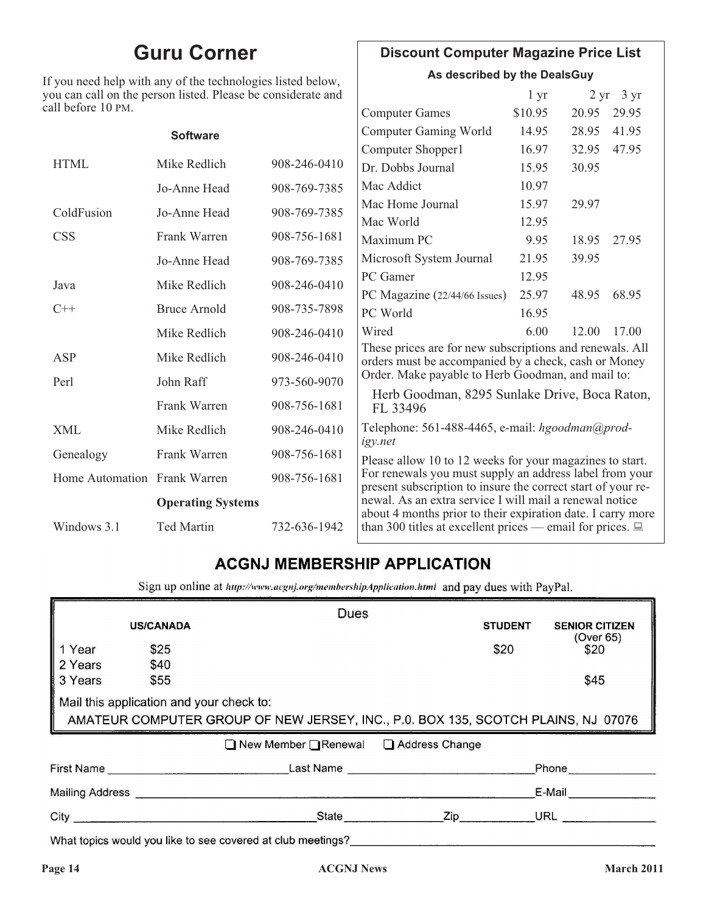## Guru Corner

If you need help with any of the technologies listed below, you can call on the person listed. Please be considerate and call before 10 PM.

**Software**

| | | |
|---|---|---|
| HTML | Mike Redlich | 908-246-0410 |
| | Jo-Anne Head | 908-769-7385 |
| ColdFusion | Jo-Anne Head | 908-769-7385 |
| CSS | Frank Warren | 908-756-1681 |
| | Jo-Anne Head | 908-769-7385 |
| Java | Mike Redlich | 908-246-0410 |
| C++ | Bruce Arnold | 908-735-7898 |
| | Mike Redlich | 908-246-0410 |
| ASP | Mike Redlich | 908-246-0410 |
| Perl | John Raff | 973-560-9070 |
| | Frank Warren | 908-756-1681 |
| XML | Mike Redlich | 908-246-0410 |
| Genealogy | Frank Warren | 908-756-1681 |
| Home Automation | Frank Warren | 908-756-1681 |
| | **Operating Systems** | |
| Windows 3.1 | Ted Martin | 732-636-1942 |

## Discount Computer Magazine Price List

**As described by the DealsGuy**

| | 1 yr | 2 yr | 3 yr |
|---|---|---|---|
| Computer Games | $10.95 | 20.95 | 29.95 |
| Computer Gaming World | 14.95 | 28.95 | 41.95 |
| Computer Shopper1 | 16.97 | 32.95 | 47.95 |
| Dr. Dobbs Journal | 15.95 | 30.95 | |
| Mac Addict | 10.97 | | |
| Mac Home Journal | 15.97 | 29.97 | |
| Mac World | 12.95 | | |
| Maximum PC | 9.95 | 18.95 | 27.95 |
| Microsoft System Journal | 21.95 | 39.95 | |
| PC Gamer | 12.95 | | |
| PC Magazine (22/44/66 Issues) | 25.97 | 48.95 | 68.95 |
| PC World | 16.95 | | |
| Wired | 6.00 | 12.00 | 17.00 |

These prices are for new subscriptions and renewals. All orders must be accompanied by a check, cash or Money Order. Make payable to Herb Goodman, and mail to:

Herb Goodman, 8295 Sunlake Drive, Boca Raton, FL 33496

Telephone: 561-488-4465, e-mail: *hgoodman@prodigy.net*

Please allow 10 to 12 weeks for your magazines to start. For renewals you must supply an address label from your present subscription to insure the correct start of your renewal. As an extra service I will mail a renewal notice about 4 months prior to their expiration date. I carry more than 300 titles at excellent prices — email for prices.

## ACGNJ MEMBERSHIP APPLICATION

Sign up online at *http://www.acgnj.org/membershipApplication.html* and pay dues with PayPal.

**Dues**

| | US/CANADA | STUDENT | SENIOR CITIZEN (Over 65) |
|---|---|---|---|
| 1 Year | $25 | $20 | $20 |
| 2 Years | $40 | | |
| 3 Years | $55 | | $45 |

Mail this application and your check to:

AMATEUR COMPUTER GROUP OF NEW JERSEY, INC., P.0. BOX 135, SCOTCH PLAINS, NJ 07076

❑ New Member ❑ Renewal ❑ Address Change

First Name ______________ Last Name ______________ Phone ______________

Mailing Address ______________ E-Mail ______________

City ______________ State ______________ Zip ______________ URL ______________

What topics would you like to see covered at club meetings? ______________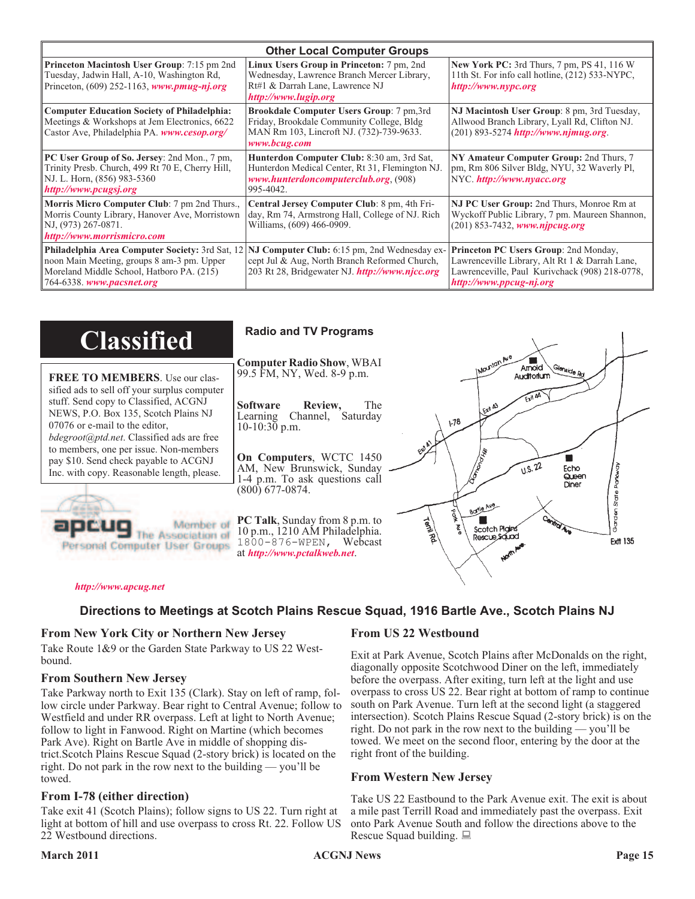## Other Local Computer Groups

| | | |
|---|---|---|
| **Princeton Macintosh User Group**: 7:15 pm 2nd Tuesday, Jadwin Hall, A-10, Washington Rd, Princeton, (609) 252-1163, ***www.pmug-nj.org*** | **Linux Users Group in Princeton:** 7 pm, 2nd Wednesday, Lawrence Branch Mercer Library, Rt#1 & Darrah Lane, Lawrence NJ ***http://www.lugip.org*** | **New York PC:** 3rd Thurs, 7 pm, PS 41, 116 W 11th St. For info call hotline, (212) 533-NYPC, ***http://www.nypc.org*** |
| **Computer Education Society of Philadelphia:** Meetings & Workshops at Jem Electronics, 6622 Castor Ave, Philadelphia PA. ***www.cesop.org/*** | **Brookdale Computer Users Group**: 7 pm,3rd Friday, Brookdale Community College, Bldg MAN Rm 103, Lincroft NJ. (732)-739-9633. ***www.bcug.com*** | **NJ Macintosh User Group**: 8 pm, 3rd Tuesday, Allwood Branch Library, Lyall Rd, Clifton NJ. (201) 893-5274 ***http://www.njmug.org***. |
| **PC User Group of So. Jersey**: 2nd Mon., 7 pm, Trinity Presb. Church, 499 Rt 70 E, Cherry Hill, NJ. L. Horn, (856) 983-5360 ***http://www.pcugsj.org*** | **Hunterdon Computer Club:** 8:30 am, 3rd Sat, Hunterdon Medical Center, Rt 31, Flemington NJ. ***www.hunterdoncomputerclub.org***, (908) 995-4042. | **NY Amateur Computer Group:** 2nd Thurs, 7 pm, Rm 806 Silver Bldg, NYU, 32 Waverly Pl, NYC. ***http://www.nyacc.org*** |
| **Morris Micro Computer Club**: 7 pm 2nd Thurs., Morris County Library, Hanover Ave, Morristown NJ, (973) 267-0871. ***http://www.morrismicro.com*** | **Central Jersey Computer Club**: 8 pm, 4th Friday, Rm 74, Armstrong Hall, College of NJ. Rich Williams, (609) 466-0909. | **NJ PC User Group:** 2nd Thurs, Monroe Rm at Wyckoff Public Library, 7 pm. Maureen Shannon, (201) 853-7432, ***www.njpcug.org*** |
| **Philadelphia Area Computer Society:** 3rd Sat, 12 noon Main Meeting, groups 8 am-3 pm. Upper Moreland Middle School, Hatboro PA. (215) 764-6338. ***www.pacsnet.org*** | **NJ Computer Club:** 6:15 pm, 2nd Wednesday except Jul & Aug, North Branch Reformed Church, 203 Rt 28, Bridgewater NJ. ***http://www.njcc.org*** | **Princeton PC Users Group**: 2nd Monday, Lawrenceville Library, Alt Rt 1 & Darrah Lane, Lawrenceville, Paul Kurivchack (908) 218-0778, ***http://www.ppcug-nj.org*** |

# Classified

**FREE TO MEMBERS**. Use our classified ads to sell off your surplus computer stuff. Send copy to Classified, ACGNJ NEWS, P.O. Box 135, Scotch Plains NJ 07076 or e-mail to the editor, *bdegroot@ptd.net*. Classified ads are free to members, one per issue. Non-members pay $10. Send check payable to ACGNJ Inc. with copy. Reasonable length, please.

apcug — Member of The Association of Personal Computer User Groups

***http://www.apcug.net***

## Radio and TV Programs

**Computer Radio Show**, WBAI 99.5 FM, NY, Wed. 8-9 p.m.

**Software Review,** The Learning Channel, Saturday 10-10:30 p.m.

**On Computers**, WCTC 1450 AM, New Brunswick, Sunday 1-4 p.m. To ask questions call (800) 677-0874.

**PC Talk**, Sunday from 8 p.m. to 10 p.m., 1210 AM Philadelphia. 1800-876-WPEN, Webcast at ***http://www.pctalkweb.net***.

## Directions to Meetings at Scotch Plains Rescue Squad, 1916 Bartle Ave., Scotch Plains NJ

### From New York City or Northern New Jersey

Take Route 1&9 or the Garden State Parkway to US 22 Westbound.

### From Southern New Jersey

Take Parkway north to Exit 135 (Clark). Stay on left of ramp, follow circle under Parkway. Bear right to Central Avenue; follow to Westfield and under RR overpass. Left at light to North Avenue; follow to light in Fanwood. Right on Martine (which becomes Park Ave). Right on Bartle Ave in middle of shopping district.Scotch Plains Rescue Squad (2-story brick) is located on the right. Do not park in the row next to the building — you'll be towed.

### From I-78 (either direction)

Take exit 41 (Scotch Plains); follow signs to US 22. Turn right at light at bottom of hill and use overpass to cross Rt. 22. Follow US 22 Westbound directions.

### From US 22 Westbound

Exit at Park Avenue, Scotch Plains after McDonalds on the right, diagonally opposite Scotchwood Diner on the left, immediately before the overpass. After exiting, turn left at the light and use overpass to cross US 22. Bear right at bottom of ramp to continue south on Park Avenue. Turn left at the second light (a staggered intersection). Scotch Plains Rescue Squad (2-story brick) is on the right. Do not park in the row next to the building — you'll be towed. We meet on the second floor, entering by the door at the right front of the building.

### From Western New Jersey

Take US 22 Eastbound to the Park Avenue exit. The exit is about a mile past Terrill Road and immediately past the overpass. Exit onto Park Avenue South and follow the directions above to the Rescue Squad building.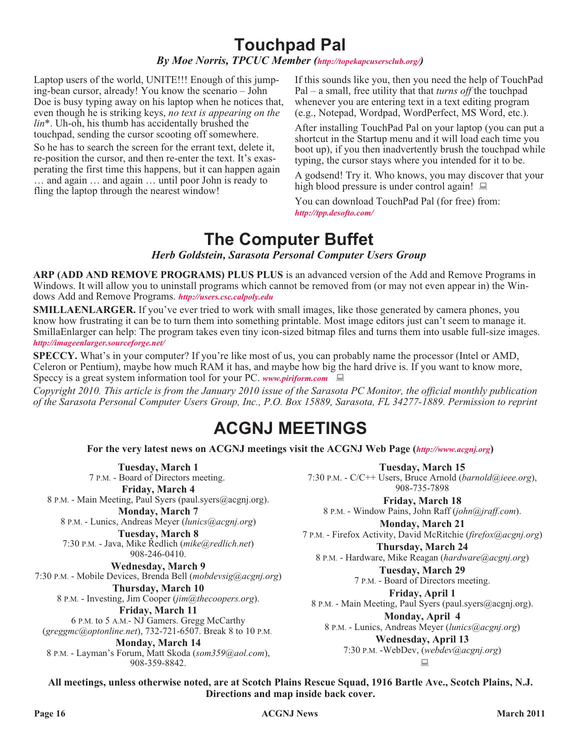# Touchpad Pal

*By Moe Norris, TPCUC Member (http://topekapcusersclub.org/)*

Laptop users of the world, UNITE!!! Enough of this jumping-bean cursor, already! You know the scenario – John Doe is busy typing away on his laptop when he notices that, even though he is striking keys, *no text is appearing on the lin*\*. Uh-oh, his thumb has accidentally brushed the touchpad, sending the cursor scooting off somewhere.

So he has to search the screen for the errant text, delete it, re-position the cursor, and then re-enter the text. It's exasperating the first time this happens, but it can happen again … and again … and again … until poor John is ready to fling the laptop through the nearest window!

If this sounds like you, then you need the help of TouchPad Pal – a small, free utility that that *turns off* the touchpad whenever you are entering text in a text editing program (e.g., Notepad, Wordpad, WordPerfect, MS Word, etc.).

After installing TouchPad Pal on your laptop (you can put a shortcut in the Startup menu and it will load each time you boot up), if you then inadvertently brush the touchpad while typing, the cursor stays where you intended for it to be.

A godsend! Try it. Who knows, you may discover that your high blood pressure is under control again!

You can download TouchPad Pal (for free) from: *http://tpp.desofto.com/*

# The Computer Buffet

*Herb Goldstein, Sarasota Personal Computer Users Group*

**ARP (ADD AND REMOVE PROGRAMS) PLUS PLUS** is an advanced version of the Add and Remove Programs in Windows. It will allow you to uninstall programs which cannot be removed from (or may not even appear in) the Windows Add and Remove Programs. *http://users.csc.calpoly.edu*

**SMILLAENLARGER.** If you've ever tried to work with small images, like those generated by camera phones, you know how frustrating it can be to turn them into something printable. Most image editors just can't seem to manage it. SmillaEnlarger can help: The program takes even tiny icon-sized bitmap files and turns them into usable full-size images. *http://imageenlarger.sourceforge.net/*

**SPECCY.** What's in your computer? If you're like most of us, you can probably name the processor (Intel or AMD, Celeron or Pentium), maybe how much RAM it has, and maybe how big the hard drive is. If you want to know more, Speccy is a great system information tool for your PC. *www.piriform.com*

*Copyright 2010. This article is from the January 2010 issue of the Sarasota PC Monitor, the official monthly publication of the Sarasota Personal Computer Users Group, Inc., P.O. Box 15889, Sarasota, FL 34277-1889. Permission to reprint*

# ACGNJ MEETINGS

**For the very latest news on ACGNJ meetings visit the ACGNJ Web Page (*http://www.acgnj.org*)**

**Tuesday, March 1**
7 P.M. - Board of Directors meeting.

**Friday, March 4**
8 P.M. - Main Meeting, Paul Syers (paul.syers@acgnj.org).

**Monday, March 7**
8 P.M. - Lunics, Andreas Meyer (*lunics@acgnj.org*)

**Tuesday, March 8**
7:30 P.M. - Java, Mike Redlich (*mike@redlich.net*) 908-246-0410.

**Wednesday, March 9**
7:30 P.M. - Mobile Devices, Brenda Bell (*mobdevsig@acgnj.org*)

**Thursday, March 10**
8 P.M. - Investing, Jim Cooper (*jim@thecoopers.org*).

**Friday, March 11**
6 P.M. to 5 A.M.- NJ Gamers. Gregg McCarthy (*greggmc@optonline.net*), 732-721-6507. Break 8 to 10 P.M.

**Monday, March 14**
8 P.M. - Layman's Forum, Matt Skoda (*som359@aol.com*), 908-359-8842.

**Tuesday, March 15**
7:30 P.M. - C/C++ Users, Bruce Arnold (*barnold@ieee.org*), 908-735-7898

**Friday, March 18**
8 P.M. - Window Pains, John Raff (*john@jraff.com*).

**Monday, March 21**
7 P.M. - Firefox Activity, David McRitchie (*firefox@acgnj.org*)

**Thursday, March 24**
8 P.M. - Hardware, Mike Reagan (*hardware@acgnj.org*)

**Tuesday, March 29**
7 P.M. - Board of Directors meeting.

**Friday, April 1**
8 P.M. - Main Meeting, Paul Syers (paul.syers@acgnj.org).

**Monday, April 4**
8 P.M. - Lunics, Andreas Meyer (*lunics@acgnj.org*)

**Wednesday, April 13**
7:30 P.M. -WebDev, (*webdev@acgnj.org*)

**All meetings, unless otherwise noted, are at Scotch Plains Rescue Squad, 1916 Bartle Ave., Scotch Plains, N.J. Directions and map inside back cover.**